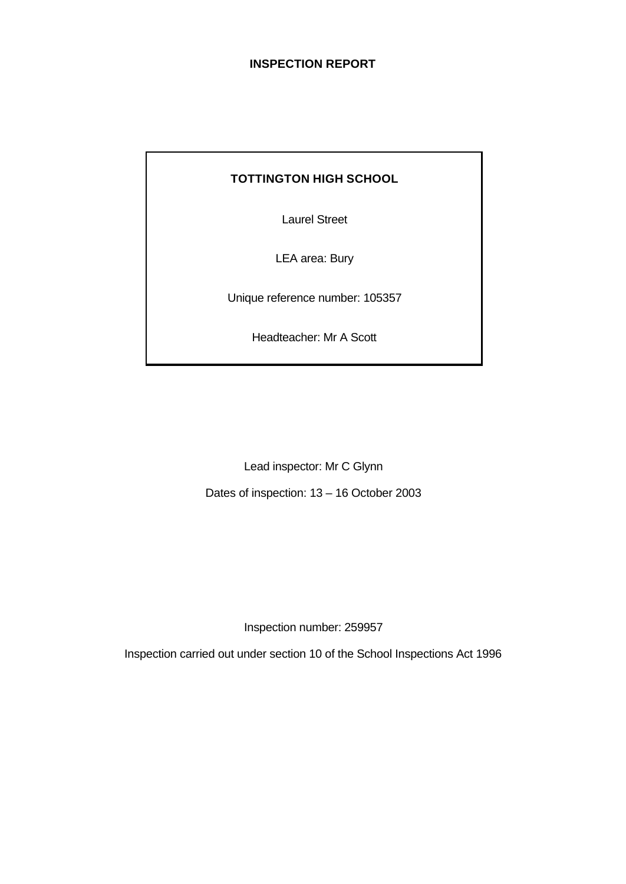# INSPECTION REPORT

**TOTTINGTON HIGH SCHOOL**

Laurel Street

LEA area: Bury

Unique reference number: 105357

Headteacher: Mr A Scott

Lead inspector: Mr C Glynn

Dates of inspection: 13 – 16 October 2003

Inspection number: 259957

Inspection carried out under section 10 of the School Inspections Act 1996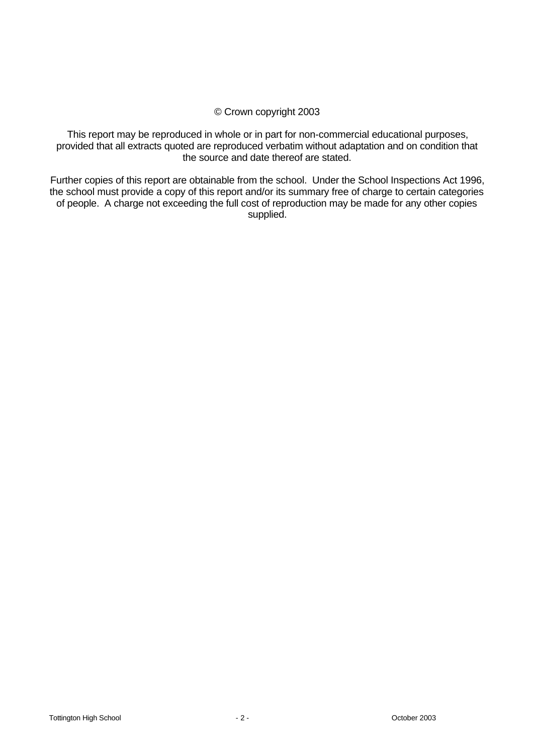© Crown copyright 2003

This report may be reproduced in whole or in part for non-commercial educational purposes, provided that all extracts quoted are reproduced verbatim without adaptation and on condition that the source and date thereof are stated.

Further copies of this report are obtainable from the school. Under the School Inspections Act 1996, the school must provide a copy of this report and/or its summary free of charge to certain categories of people. A charge not exceeding the full cost of reproduction may be made for any other copies supplied.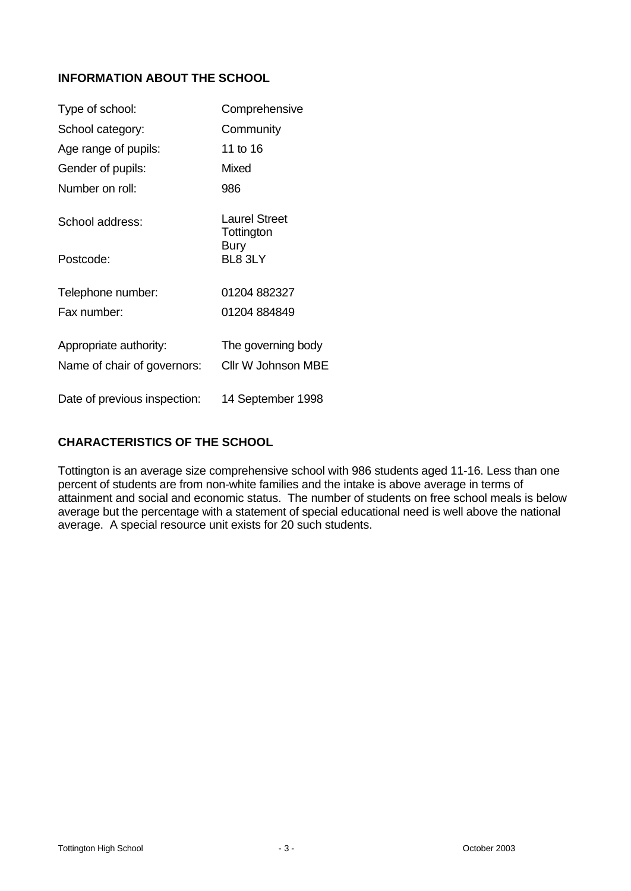## INFORMATION ABOUT THE SCHOOL

| | |
|---|---|
| Type of school: | Comprehensive |
| School category: | Community |
| Age range of pupils: | 11 to 16 |
| Gender of pupils: | Mixed |
| Number on roll: | 986 |
| School address: | Laurel Street<br>Tottington<br>Bury |
| Postcode: | BL8 3LY |
| Telephone number: | 01204 882327 |
| Fax number: | 01204 884849 |
| Appropriate authority: | The governing body |
| Name of chair of governors: | Cllr W Johnson MBE |
| Date of previous inspection: | 14 September 1998 |

## CHARACTERISTICS OF THE SCHOOL

Tottington is an average size comprehensive school with 986 students aged 11-16. Less than one percent of students are from non-white families and the intake is above average in terms of attainment and social and economic status. The number of students on free school meals is below average but the percentage with a statement of special educational need is well above the national average. A special resource unit exists for 20 such students.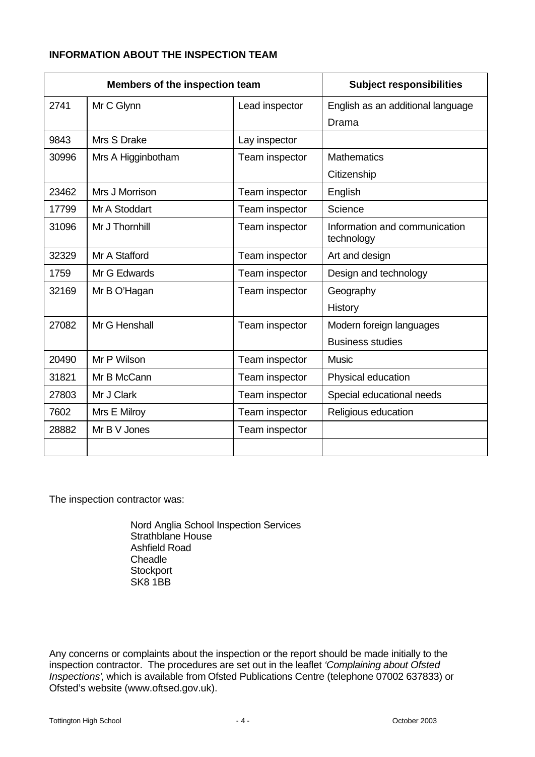**INFORMATION ABOUT THE INSPECTION TEAM**

| Members of the inspection team | | | Subject responsibilities |
|---|---|---|---|
| 2741 | Mr C Glynn | Lead inspector | English as an additional language<br>Drama |
| 9843 | Mrs S Drake | Lay inspector | |
| 30996 | Mrs A Higginbotham | Team inspector | Mathematics<br>Citizenship |
| 23462 | Mrs J Morrison | Team inspector | English |
| 17799 | Mr A Stoddart | Team inspector | Science |
| 31096 | Mr J Thornhill | Team inspector | Information and communication technology |
| 32329 | Mr A Stafford | Team inspector | Art and design |
| 1759 | Mr G Edwards | Team inspector | Design and technology |
| 32169 | Mr B O'Hagan | Team inspector | Geography<br>History |
| 27082 | Mr G Henshall | Team inspector | Modern foreign languages<br>Business studies |
| 20490 | Mr P Wilson | Team inspector | Music |
| 31821 | Mr B McCann | Team inspector | Physical education |
| 27803 | Mr J Clark | Team inspector | Special educational needs |
| 7602 | Mrs E Milroy | Team inspector | Religious education |
| 28882 | Mr B V Jones | Team inspector | |
| | | | |

The inspection contractor was:

Nord Anglia School Inspection Services
Strathblane House
Ashfield Road
Cheadle
Stockport
SK8 1BB

Any concerns or complaints about the inspection or the report should be made initially to the inspection contractor. The procedures are set out in the leaflet *'Complaining about Ofsted Inspections'*, which is available from Ofsted Publications Centre (telephone 07002 637833) or Ofsted's website (www.oftsed.gov.uk).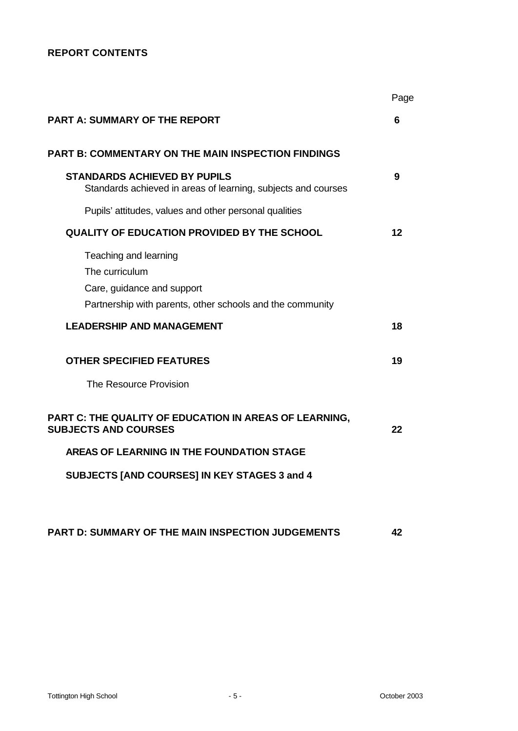## REPORT CONTENTS

| | Page |
|---|---|
| **PART A: SUMMARY OF THE REPORT** | **6** |
| **PART B: COMMENTARY ON THE MAIN INSPECTION FINDINGS** | |
| **STANDARDS ACHIEVED BY PUPILS** | **9** |
| Standards achieved in areas of learning, subjects and courses | |
| Pupils' attitudes, values and other personal qualities | |
| **QUALITY OF EDUCATION PROVIDED BY THE SCHOOL** | **12** |
| Teaching and learning | |
| The curriculum | |
| Care, guidance and support | |
| Partnership with parents, other schools and the community | |
| **LEADERSHIP AND MANAGEMENT** | **18** |
| **OTHER SPECIFIED FEATURES** | **19** |
| The Resource Provision | |
| **PART C: THE QUALITY OF EDUCATION IN AREAS OF LEARNING, SUBJECTS AND COURSES** | **22** |
| **AREAS OF LEARNING IN THE FOUNDATION STAGE** | |
| **SUBJECTS [AND COURSES] IN KEY STAGES 3 and 4** | |
| **PART D: SUMMARY OF THE MAIN INSPECTION JUDGEMENTS** | **42** |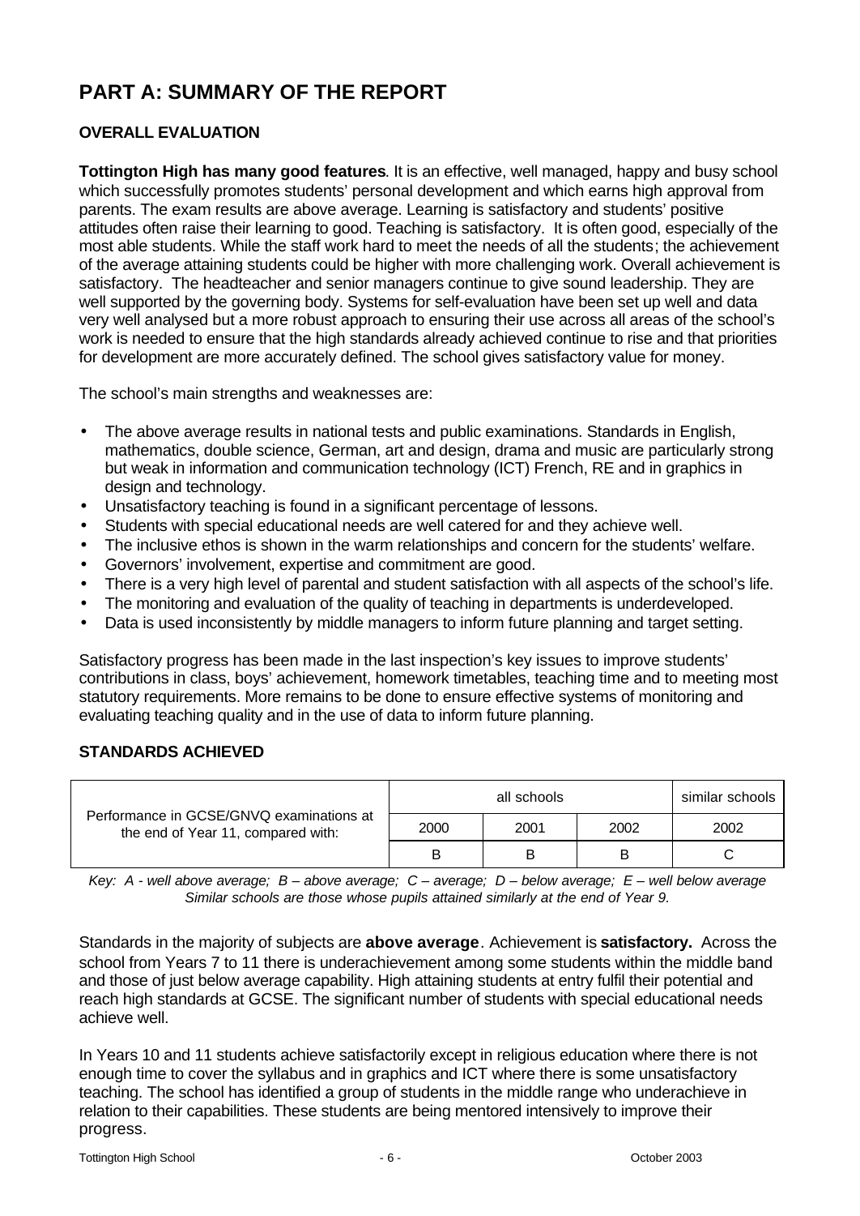# PART A: SUMMARY OF THE REPORT

## OVERALL EVALUATION

**Tottington High has many good features**. It is an effective, well managed, happy and busy school which successfully promotes students' personal development and which earns high approval from parents. The exam results are above average. Learning is satisfactory and students' positive attitudes often raise their learning to good. Teaching is satisfactory. It is often good, especially of the most able students. While the staff work hard to meet the needs of all the students; the achievement of the average attaining students could be higher with more challenging work. Overall achievement is satisfactory. The headteacher and senior managers continue to give sound leadership. They are well supported by the governing body. Systems for self-evaluation have been set up well and data very well analysed but a more robust approach to ensuring their use across all areas of the school's work is needed to ensure that the high standards already achieved continue to rise and that priorities for development are more accurately defined. The school gives satisfactory value for money.

The school's main strengths and weaknesses are:

- The above average results in national tests and public examinations. Standards in English, mathematics, double science, German, art and design, drama and music are particularly strong but weak in information and communication technology (ICT) French, RE and in graphics in design and technology.
- Unsatisfactory teaching is found in a significant percentage of lessons.
- Students with special educational needs are well catered for and they achieve well.
- The inclusive ethos is shown in the warm relationships and concern for the students' welfare.
- Governors' involvement, expertise and commitment are good.
- There is a very high level of parental and student satisfaction with all aspects of the school's life.
- The monitoring and evaluation of the quality of teaching in departments is underdeveloped.
- Data is used inconsistently by middle managers to inform future planning and target setting.

Satisfactory progress has been made in the last inspection's key issues to improve students' contributions in class, boys' achievement, homework timetables, teaching time and to meeting most statutory requirements. More remains to be done to ensure effective systems of monitoring and evaluating teaching quality and in the use of data to inform future planning.

## STANDARDS ACHIEVED

| Performance in GCSE/GNVQ examinations at the end of Year 11, compared with: | all schools | | | similar schools |
|---|---|---|---|---|
| | 2000 | 2001 | 2002 | 2002 |
| | B | B | B | C |

*Key: A - well above average; B – above average; C – average; D – below average; E – well below average*
*Similar schools are those whose pupils attained similarly at the end of Year 9.*

Standards in the majority of subjects are **above average**. Achievement is **satisfactory.** Across the school from Years 7 to 11 there is underachievement among some students within the middle band and those of just below average capability. High attaining students at entry fulfil their potential and reach high standards at GCSE. The significant number of students with special educational needs achieve well.

In Years 10 and 11 students achieve satisfactorily except in religious education where there is not enough time to cover the syllabus and in graphics and ICT where there is some unsatisfactory teaching. The school has identified a group of students in the middle range who underachieve in relation to their capabilities. These students are being mentored intensively to improve their progress.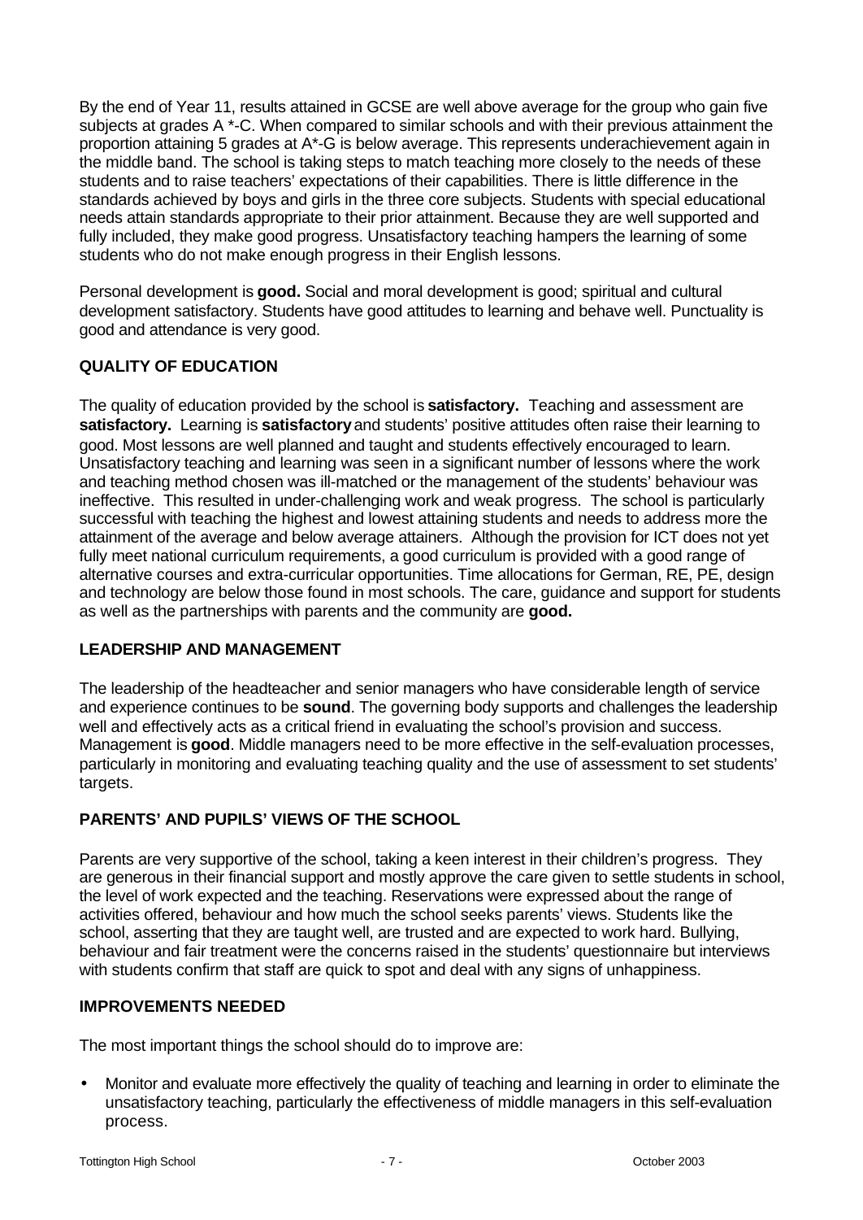By the end of Year 11, results attained in GCSE are well above average for the group who gain five subjects at grades A *-C. When compared to similar schools and with their previous attainment the proportion attaining 5 grades at A*-G is below average. This represents underachievement again in the middle band. The school is taking steps to match teaching more closely to the needs of these students and to raise teachers' expectations of their capabilities. There is little difference in the standards achieved by boys and girls in the three core subjects. Students with special educational needs attain standards appropriate to their prior attainment. Because they are well supported and fully included, they make good progress. Unsatisfactory teaching hampers the learning of some students who do not make enough progress in their English lessons.

Personal development is **good.** Social and moral development is good; spiritual and cultural development satisfactory. Students have good attitudes to learning and behave well. Punctuality is good and attendance is very good.

## QUALITY OF EDUCATION

The quality of education provided by the school is **satisfactory.** Teaching and assessment are **satisfactory.** Learning is **satisfactory** and students' positive attitudes often raise their learning to good. Most lessons are well planned and taught and students effectively encouraged to learn. Unsatisfactory teaching and learning was seen in a significant number of lessons where the work and teaching method chosen was ill-matched or the management of the students' behaviour was ineffective. This resulted in under-challenging work and weak progress. The school is particularly successful with teaching the highest and lowest attaining students and needs to address more the attainment of the average and below average attainers. Although the provision for ICT does not yet fully meet national curriculum requirements, a good curriculum is provided with a good range of alternative courses and extra-curricular opportunities. Time allocations for German, RE, PE, design and technology are below those found in most schools. The care, guidance and support for students as well as the partnerships with parents and the community are **good.**

## LEADERSHIP AND MANAGEMENT

The leadership of the headteacher and senior managers who have considerable length of service and experience continues to be **sound**. The governing body supports and challenges the leadership well and effectively acts as a critical friend in evaluating the school's provision and success. Management is **good**. Middle managers need to be more effective in the self-evaluation processes, particularly in monitoring and evaluating teaching quality and the use of assessment to set students' targets.

## PARENTS' AND PUPILS' VIEWS OF THE SCHOOL

Parents are very supportive of the school, taking a keen interest in their children's progress. They are generous in their financial support and mostly approve the care given to settle students in school, the level of work expected and the teaching. Reservations were expressed about the range of activities offered, behaviour and how much the school seeks parents' views. Students like the school, asserting that they are taught well, are trusted and are expected to work hard. Bullying, behaviour and fair treatment were the concerns raised in the students' questionnaire but interviews with students confirm that staff are quick to spot and deal with any signs of unhappiness.

## IMPROVEMENTS NEEDED

The most important things the school should do to improve are:

- Monitor and evaluate more effectively the quality of teaching and learning in order to eliminate the unsatisfactory teaching, particularly the effectiveness of middle managers in this self-evaluation process.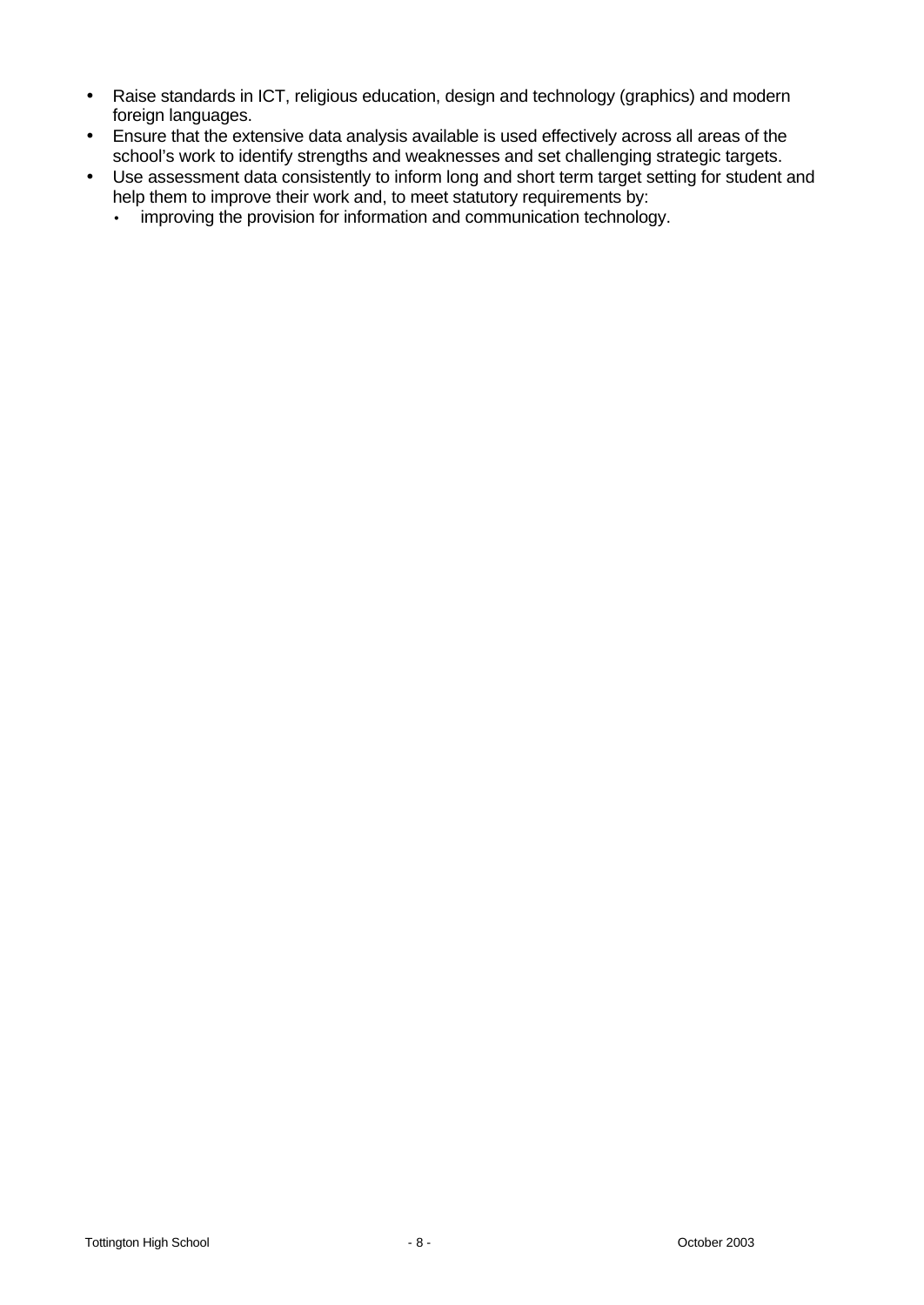- Raise standards in ICT, religious education, design and technology (graphics) and modern foreign languages.
- Ensure that the extensive data analysis available is used effectively across all areas of the school's work to identify strengths and weaknesses and set challenging strategic targets.
- Use assessment data consistently to inform long and short term target setting for student and help them to improve their work and, to meet statutory requirements by:
  - improving the provision for information and communication technology.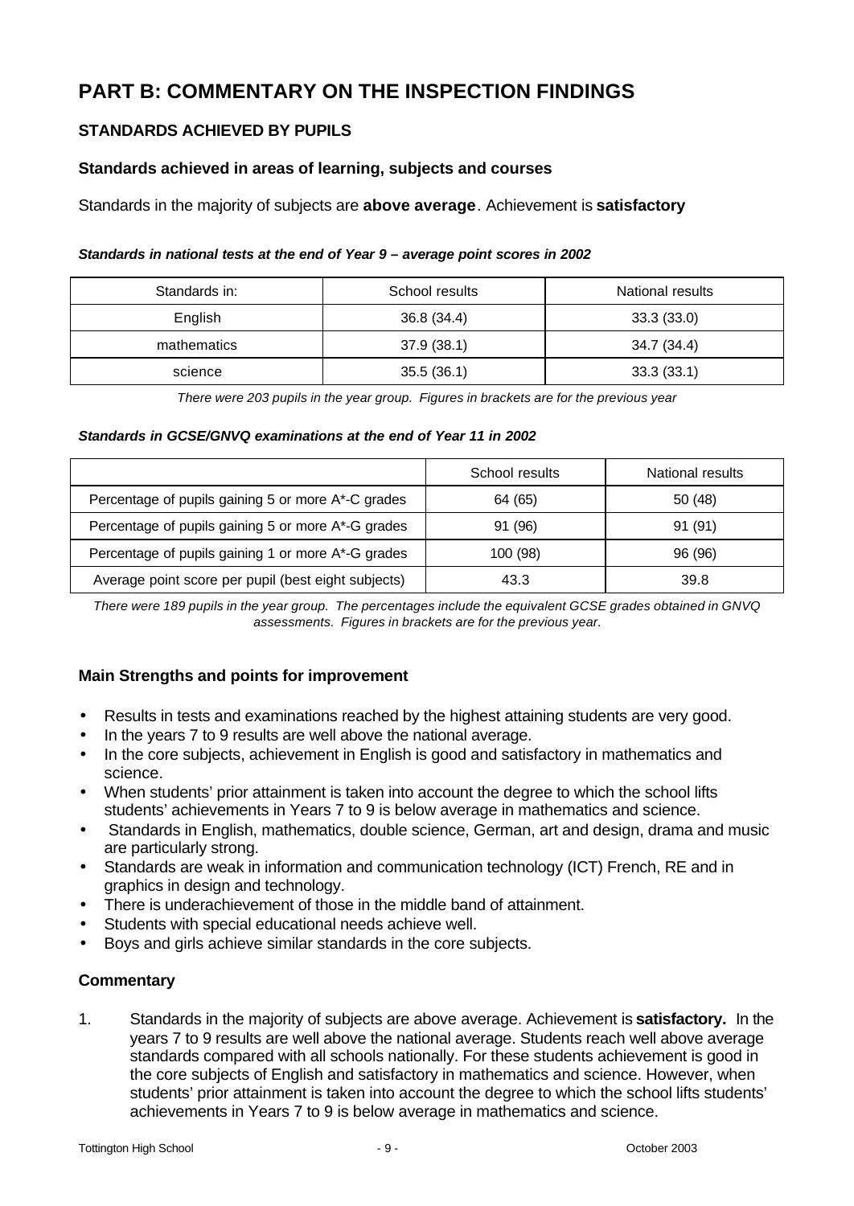# PART B: COMMENTARY ON THE INSPECTION FINDINGS

## STANDARDS ACHIEVED BY PUPILS

### Standards achieved in areas of learning, subjects and courses

Standards in the majority of subjects are **above average**. Achievement is **satisfactory**

***Standards in national tests at the end of Year 9 – average point scores in 2002***

| Standards in: | School results | National results |
|---|---|---|
| English | 36.8 (34.4) | 33.3 (33.0) |
| mathematics | 37.9 (38.1) | 34.7 (34.4) |
| science | 35.5 (36.1) | 33.3 (33.1) |

*There were 203 pupils in the year group. Figures in brackets are for the previous year*

***Standards in GCSE/GNVQ examinations at the end of Year 11 in 2002***

| | School results | National results |
|---|---|---|
| Percentage of pupils gaining 5 or more A*-C grades | 64 (65) | 50 (48) |
| Percentage of pupils gaining 5 or more A*-G grades | 91 (96) | 91 (91) |
| Percentage of pupils gaining 1 or more A*-G grades | 100 (98) | 96 (96) |
| Average point score per pupil (best eight subjects) | 43.3 | 39.8 |

*There were 189 pupils in the year group. The percentages include the equivalent GCSE grades obtained in GNVQ assessments. Figures in brackets are for the previous year.*

### Main Strengths and points for improvement

- Results in tests and examinations reached by the highest attaining students are very good.
- In the years 7 to 9 results are well above the national average.
- In the core subjects, achievement in English is good and satisfactory in mathematics and science.
- When students' prior attainment is taken into account the degree to which the school lifts students' achievements in Years 7 to 9 is below average in mathematics and science.
- Standards in English, mathematics, double science, German, art and design, drama and music are particularly strong.
- Standards are weak in information and communication technology (ICT) French, RE and in graphics in design and technology.
- There is underachievement of those in the middle band of attainment.
- Students with special educational needs achieve well.
- Boys and girls achieve similar standards in the core subjects.

### Commentary

1. Standards in the majority of subjects are above average. Achievement is **satisfactory.** In the years 7 to 9 results are well above the national average. Students reach well above average standards compared with all schools nationally. For these students achievement is good in the core subjects of English and satisfactory in mathematics and science. However, when students' prior attainment is taken into account the degree to which the school lifts students' achievements in Years 7 to 9 is below average in mathematics and science.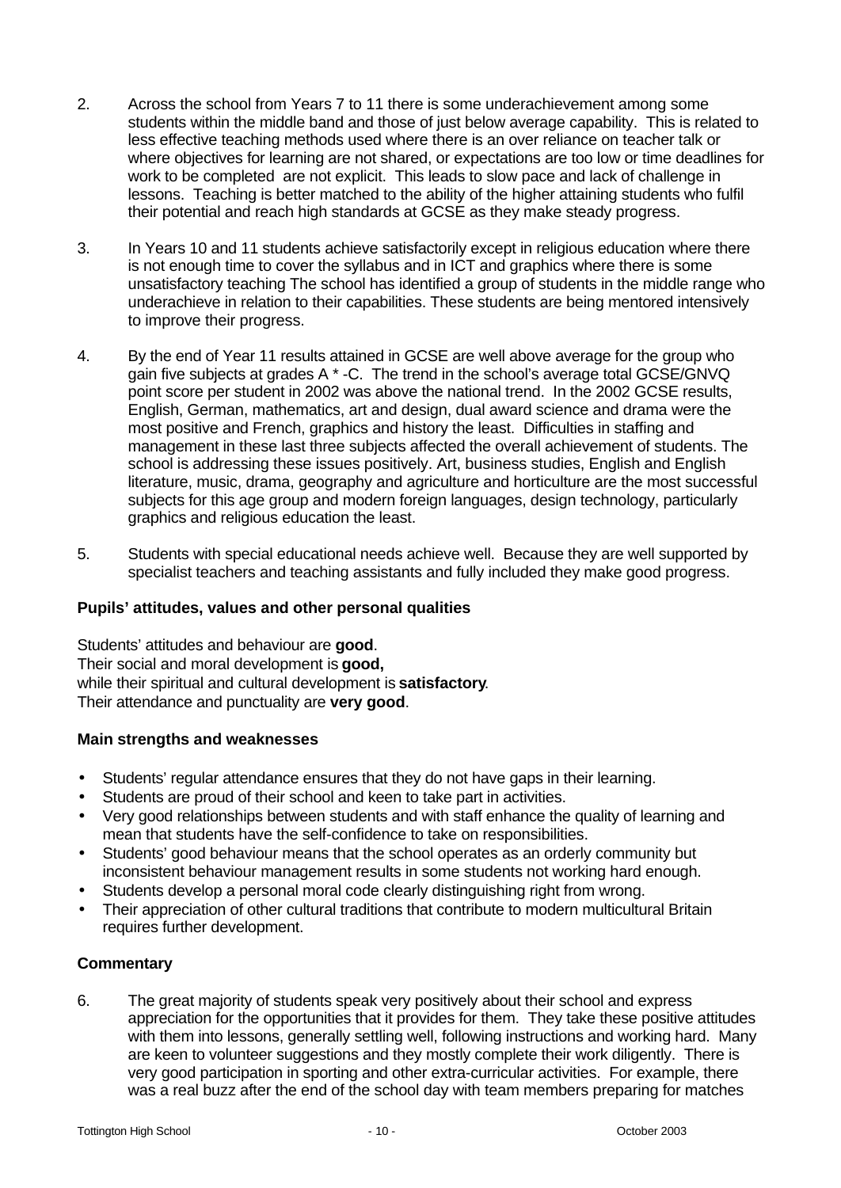2. Across the school from Years 7 to 11 there is some underachievement among some students within the middle band and those of just below average capability. This is related to less effective teaching methods used where there is an over reliance on teacher talk or where objectives for learning are not shared, or expectations are too low or time deadlines for work to be completed are not explicit. This leads to slow pace and lack of challenge in lessons. Teaching is better matched to the ability of the higher attaining students who fulfil their potential and reach high standards at GCSE as they make steady progress.

3. In Years 10 and 11 students achieve satisfactorily except in religious education where there is not enough time to cover the syllabus and in ICT and graphics where there is some unsatisfactory teaching The school has identified a group of students in the middle range who underachieve in relation to their capabilities. These students are being mentored intensively to improve their progress.

4. By the end of Year 11 results attained in GCSE are well above average for the group who gain five subjects at grades A * -C. The trend in the school's average total GCSE/GNVQ point score per student in 2002 was above the national trend. In the 2002 GCSE results, English, German, mathematics, art and design, dual award science and drama were the most positive and French, graphics and history the least. Difficulties in staffing and management in these last three subjects affected the overall achievement of students. The school is addressing these issues positively. Art, business studies, English and English literature, music, drama, geography and agriculture and horticulture are the most successful subjects for this age group and modern foreign languages, design technology, particularly graphics and religious education the least.

5. Students with special educational needs achieve well. Because they are well supported by specialist teachers and teaching assistants and fully included they make good progress.

**Pupils' attitudes, values and other personal qualities**

Students' attitudes and behaviour are **good**.
Their social and moral development is **good,**
while their spiritual and cultural development is **satisfactory**.
Their attendance and punctuality are **very good**.

**Main strengths and weaknesses**

- Students' regular attendance ensures that they do not have gaps in their learning.
- Students are proud of their school and keen to take part in activities.
- Very good relationships between students and with staff enhance the quality of learning and mean that students have the self-confidence to take on responsibilities.
- Students' good behaviour means that the school operates as an orderly community but inconsistent behaviour management results in some students not working hard enough.
- Students develop a personal moral code clearly distinguishing right from wrong.
- Their appreciation of other cultural traditions that contribute to modern multicultural Britain requires further development.

**Commentary**

6. The great majority of students speak very positively about their school and express appreciation for the opportunities that it provides for them. They take these positive attitudes with them into lessons, generally settling well, following instructions and working hard. Many are keen to volunteer suggestions and they mostly complete their work diligently. There is very good participation in sporting and other extra-curricular activities. For example, there was a real buzz after the end of the school day with team members preparing for matches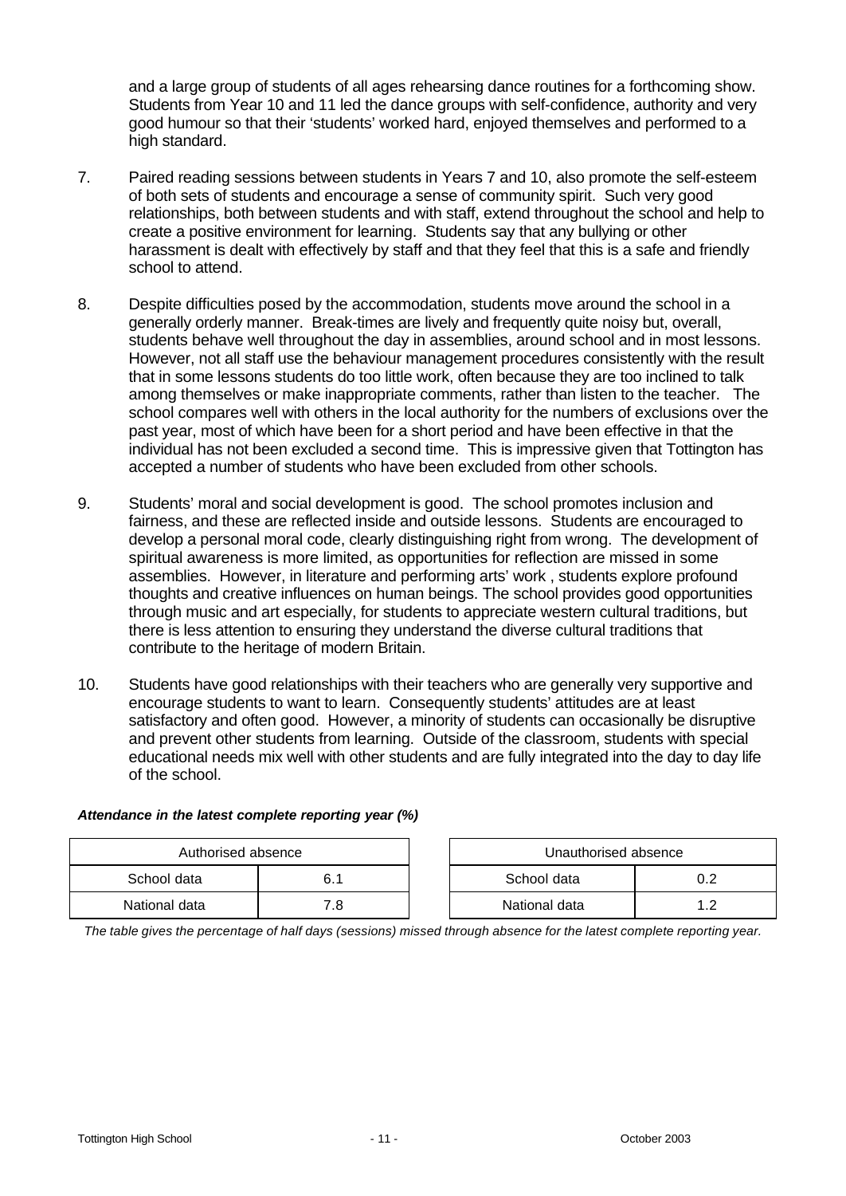and a large group of students of all ages rehearsing dance routines for a forthcoming show. Students from Year 10 and 11 led the dance groups with self-confidence, authority and very good humour so that their 'students' worked hard, enjoyed themselves and performed to a high standard.

7. Paired reading sessions between students in Years 7 and 10, also promote the self-esteem of both sets of students and encourage a sense of community spirit. Such very good relationships, both between students and with staff, extend throughout the school and help to create a positive environment for learning. Students say that any bullying or other harassment is dealt with effectively by staff and that they feel that this is a safe and friendly school to attend.

8. Despite difficulties posed by the accommodation, students move around the school in a generally orderly manner. Break-times are lively and frequently quite noisy but, overall, students behave well throughout the day in assemblies, around school and in most lessons. However, not all staff use the behaviour management procedures consistently with the result that in some lessons students do too little work, often because they are too inclined to talk among themselves or make inappropriate comments, rather than listen to the teacher. The school compares well with others in the local authority for the numbers of exclusions over the past year, most of which have been for a short period and have been effective in that the individual has not been excluded a second time. This is impressive given that Tottington has accepted a number of students who have been excluded from other schools.

9. Students' moral and social development is good. The school promotes inclusion and fairness, and these are reflected inside and outside lessons. Students are encouraged to develop a personal moral code, clearly distinguishing right from wrong. The development of spiritual awareness is more limited, as opportunities for reflection are missed in some assemblies. However, in literature and performing arts' work , students explore profound thoughts and creative influences on human beings. The school provides good opportunities through music and art especially, for students to appreciate western cultural traditions, but there is less attention to ensuring they understand the diverse cultural traditions that contribute to the heritage of modern Britain.

10. Students have good relationships with their teachers who are generally very supportive and encourage students to want to learn. Consequently students' attitudes are at least satisfactory and often good. However, a minority of students can occasionally be disruptive and prevent other students from learning. Outside of the classroom, students with special educational needs mix well with other students and are fully integrated into the day to day life of the school.

***Attendance in the latest complete reporting year (%)***

| Authorised absence | |
|---|---|
| School data | 6.1 |
| National data | 7.8 |

| Unauthorised absence | |
|---|---|
| School data | 0.2 |
| National data | 1.2 |

*The table gives the percentage of half days (sessions) missed through absence for the latest complete reporting year.*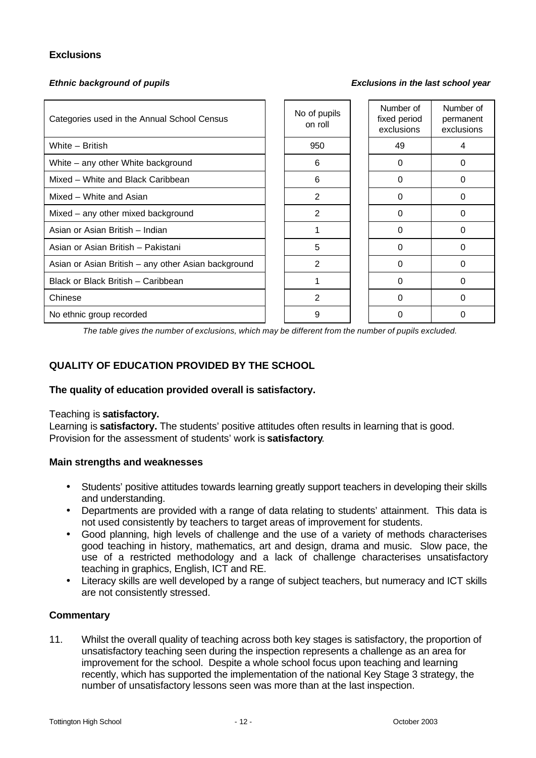### Exclusions

| *Ethnic background of pupils* | | *Exclusions in the last school year* | |
|---|---|---|---|
| Categories used in the Annual School Census | No of pupils on roll | Number of fixed period exclusions | Number of permanent exclusions |
| White – British | 950 | 49 | 4 |
| White – any other White background | 6 | 0 | 0 |
| Mixed – White and Black Caribbean | 6 | 0 | 0 |
| Mixed – White and Asian | 2 | 0 | 0 |
| Mixed – any other mixed background | 2 | 0 | 0 |
| Asian or Asian British – Indian | 1 | 0 | 0 |
| Asian or Asian British – Pakistani | 5 | 0 | 0 |
| Asian or Asian British – any other Asian background | 2 | 0 | 0 |
| Black or Black British – Caribbean | 1 | 0 | 0 |
| Chinese | 2 | 0 | 0 |
| No ethnic group recorded | 9 | 0 | 0 |

*The table gives the number of exclusions, which may be different from the number of pupils excluded.*

## QUALITY OF EDUCATION PROVIDED BY THE SCHOOL

### The quality of education provided overall is satisfactory.

Teaching is **satisfactory.**
Learning is **satisfactory.** The students' positive attitudes often results in learning that is good.
Provision for the assessment of students' work is **satisfactory**.

### Main strengths and weaknesses

- Students' positive attitudes towards learning greatly support teachers in developing their skills and understanding.
- Departments are provided with a range of data relating to students' attainment. This data is not used consistently by teachers to target areas of improvement for students.
- Good planning, high levels of challenge and the use of a variety of methods characterises good teaching in history, mathematics, art and design, drama and music. Slow pace, the use of a restricted methodology and a lack of challenge characterises unsatisfactory teaching in graphics, English, ICT and RE.
- Literacy skills are well developed by a range of subject teachers, but numeracy and ICT skills are not consistently stressed.

### Commentary

11. Whilst the overall quality of teaching across both key stages is satisfactory, the proportion of unsatisfactory teaching seen during the inspection represents a challenge as an area for improvement for the school. Despite a whole school focus upon teaching and learning recently, which has supported the implementation of the national Key Stage 3 strategy, the number of unsatisfactory lessons seen was more than at the last inspection.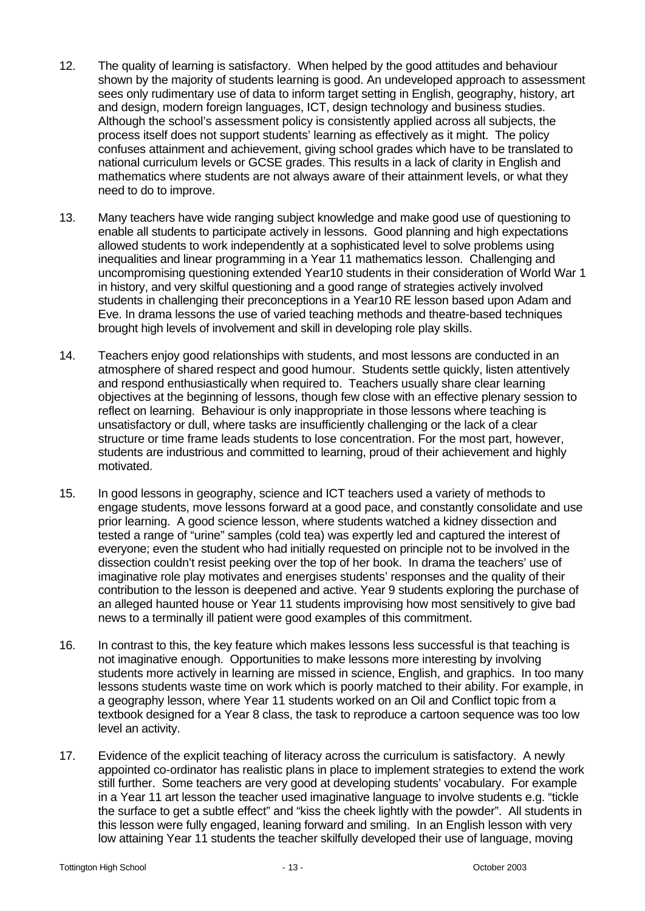12. The quality of learning is satisfactory. When helped by the good attitudes and behaviour shown by the majority of students learning is good. An undeveloped approach to assessment sees only rudimentary use of data to inform target setting in English, geography, history, art and design, modern foreign languages, ICT, design technology and business studies. Although the school's assessment policy is consistently applied across all subjects, the process itself does not support students' learning as effectively as it might. The policy confuses attainment and achievement, giving school grades which have to be translated to national curriculum levels or GCSE grades. This results in a lack of clarity in English and mathematics where students are not always aware of their attainment levels, or what they need to do to improve.

13. Many teachers have wide ranging subject knowledge and make good use of questioning to enable all students to participate actively in lessons. Good planning and high expectations allowed students to work independently at a sophisticated level to solve problems using inequalities and linear programming in a Year 11 mathematics lesson. Challenging and uncompromising questioning extended Year10 students in their consideration of World War 1 in history, and very skilful questioning and a good range of strategies actively involved students in challenging their preconceptions in a Year10 RE lesson based upon Adam and Eve. In drama lessons the use of varied teaching methods and theatre-based techniques brought high levels of involvement and skill in developing role play skills.

14. Teachers enjoy good relationships with students, and most lessons are conducted in an atmosphere of shared respect and good humour. Students settle quickly, listen attentively and respond enthusiastically when required to. Teachers usually share clear learning objectives at the beginning of lessons, though few close with an effective plenary session to reflect on learning. Behaviour is only inappropriate in those lessons where teaching is unsatisfactory or dull, where tasks are insufficiently challenging or the lack of a clear structure or time frame leads students to lose concentration. For the most part, however, students are industrious and committed to learning, proud of their achievement and highly motivated.

15. In good lessons in geography, science and ICT teachers used a variety of methods to engage students, move lessons forward at a good pace, and constantly consolidate and use prior learning. A good science lesson, where students watched a kidney dissection and tested a range of "urine" samples (cold tea) was expertly led and captured the interest of everyone; even the student who had initially requested on principle not to be involved in the dissection couldn't resist peeking over the top of her book. In drama the teachers' use of imaginative role play motivates and energises students' responses and the quality of their contribution to the lesson is deepened and active. Year 9 students exploring the purchase of an alleged haunted house or Year 11 students improvising how most sensitively to give bad news to a terminally ill patient were good examples of this commitment.

16. In contrast to this, the key feature which makes lessons less successful is that teaching is not imaginative enough. Opportunities to make lessons more interesting by involving students more actively in learning are missed in science, English, and graphics. In too many lessons students waste time on work which is poorly matched to their ability. For example, in a geography lesson, where Year 11 students worked on an Oil and Conflict topic from a textbook designed for a Year 8 class, the task to reproduce a cartoon sequence was too low level an activity.

17. Evidence of the explicit teaching of literacy across the curriculum is satisfactory. A newly appointed co-ordinator has realistic plans in place to implement strategies to extend the work still further. Some teachers are very good at developing students' vocabulary. For example in a Year 11 art lesson the teacher used imaginative language to involve students e.g. "tickle the surface to get a subtle effect" and "kiss the cheek lightly with the powder". All students in this lesson were fully engaged, leaning forward and smiling. In an English lesson with very low attaining Year 11 students the teacher skilfully developed their use of language, moving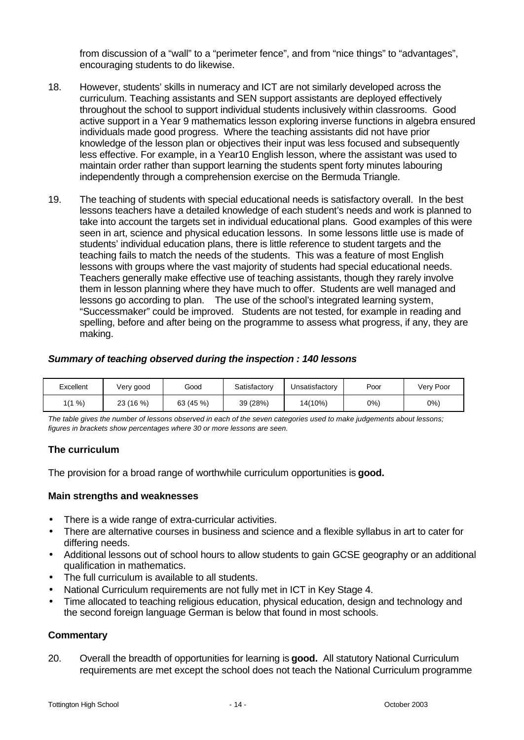from discussion of a "wall" to a "perimeter fence", and from "nice things" to "advantages", encouraging students to do likewise.

18. However, students' skills in numeracy and ICT are not similarly developed across the curriculum. Teaching assistants and SEN support assistants are deployed effectively throughout the school to support individual students inclusively within classrooms. Good active support in a Year 9 mathematics lesson exploring inverse functions in algebra ensured individuals made good progress. Where the teaching assistants did not have prior knowledge of the lesson plan or objectives their input was less focused and subsequently less effective. For example, in a Year10 English lesson, where the assistant was used to maintain order rather than support learning the students spent forty minutes labouring independently through a comprehension exercise on the Bermuda Triangle.

19. The teaching of students with special educational needs is satisfactory overall. In the best lessons teachers have a detailed knowledge of each student's needs and work is planned to take into account the targets set in individual educational plans. Good examples of this were seen in art, science and physical education lessons. In some lessons little use is made of students' individual education plans, there is little reference to student targets and the teaching fails to match the needs of the students. This was a feature of most English lessons with groups where the vast majority of students had special educational needs. Teachers generally make effective use of teaching assistants, though they rarely involve them in lesson planning where they have much to offer. Students are well managed and lessons go according to plan. The use of the school's integrated learning system, "Successmaker" could be improved. Students are not tested, for example in reading and spelling, before and after being on the programme to assess what progress, if any, they are making.

### *Summary of teaching observed during the inspection : 140 lessons*

| Excellent | Very good | Good | Satisfactory | Unsatisfactory | Poor | Very Poor |
|---|---|---|---|---|---|---|
| 1(1 %) | 23 (16 %) | 63 (45 %) | 39 (28%) | 14(10%) | 0%) | 0%) |

*The table gives the number of lessons observed in each of the seven categories used to make judgements about lessons; figures in brackets show percentages where 30 or more lessons are seen.*

### The curriculum

The provision for a broad range of worthwhile curriculum opportunities is **good.**

#### Main strengths and weaknesses

- There is a wide range of extra-curricular activities.
- There are alternative courses in business and science and a flexible syllabus in art to cater for differing needs.
- Additional lessons out of school hours to allow students to gain GCSE geography or an additional qualification in mathematics.
- The full curriculum is available to all students.
- National Curriculum requirements are not fully met in ICT in Key Stage 4.
- Time allocated to teaching religious education, physical education, design and technology and the second foreign language German is below that found in most schools.

#### Commentary

20. Overall the breadth of opportunities for learning is **good.** All statutory National Curriculum requirements are met except the school does not teach the National Curriculum programme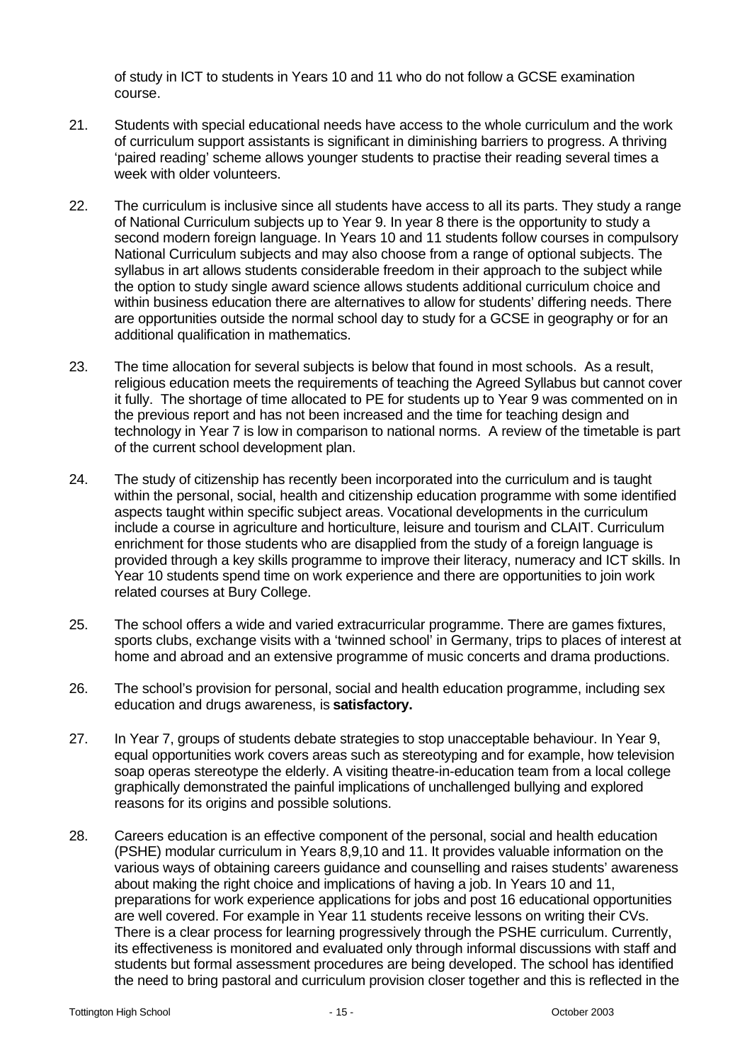of study in ICT to students in Years 10 and 11 who do not follow a GCSE examination course.

21. Students with special educational needs have access to the whole curriculum and the work of curriculum support assistants is significant in diminishing barriers to progress. A thriving 'paired reading' scheme allows younger students to practise their reading several times a week with older volunteers.

22. The curriculum is inclusive since all students have access to all its parts. They study a range of National Curriculum subjects up to Year 9. In year 8 there is the opportunity to study a second modern foreign language. In Years 10 and 11 students follow courses in compulsory National Curriculum subjects and may also choose from a range of optional subjects. The syllabus in art allows students considerable freedom in their approach to the subject while the option to study single award science allows students additional curriculum choice and within business education there are alternatives to allow for students' differing needs. There are opportunities outside the normal school day to study for a GCSE in geography or for an additional qualification in mathematics.

23. The time allocation for several subjects is below that found in most schools. As a result, religious education meets the requirements of teaching the Agreed Syllabus but cannot cover it fully. The shortage of time allocated to PE for students up to Year 9 was commented on in the previous report and has not been increased and the time for teaching design and technology in Year 7 is low in comparison to national norms. A review of the timetable is part of the current school development plan.

24. The study of citizenship has recently been incorporated into the curriculum and is taught within the personal, social, health and citizenship education programme with some identified aspects taught within specific subject areas. Vocational developments in the curriculum include a course in agriculture and horticulture, leisure and tourism and CLAIT. Curriculum enrichment for those students who are disapplied from the study of a foreign language is provided through a key skills programme to improve their literacy, numeracy and ICT skills. In Year 10 students spend time on work experience and there are opportunities to join work related courses at Bury College.

25. The school offers a wide and varied extracurricular programme. There are games fixtures, sports clubs, exchange visits with a 'twinned school' in Germany, trips to places of interest at home and abroad and an extensive programme of music concerts and drama productions.

26. The school's provision for personal, social and health education programme, including sex education and drugs awareness, is **satisfactory.**

27. In Year 7, groups of students debate strategies to stop unacceptable behaviour. In Year 9, equal opportunities work covers areas such as stereotyping and for example, how television soap operas stereotype the elderly. A visiting theatre-in-education team from a local college graphically demonstrated the painful implications of unchallenged bullying and explored reasons for its origins and possible solutions.

28. Careers education is an effective component of the personal, social and health education (PSHE) modular curriculum in Years 8,9,10 and 11. It provides valuable information on the various ways of obtaining careers guidance and counselling and raises students' awareness about making the right choice and implications of having a job. In Years 10 and 11, preparations for work experience applications for jobs and post 16 educational opportunities are well covered. For example in Year 11 students receive lessons on writing their CVs. There is a clear process for learning progressively through the PSHE curriculum. Currently, its effectiveness is monitored and evaluated only through informal discussions with staff and students but formal assessment procedures are being developed. The school has identified the need to bring pastoral and curriculum provision closer together and this is reflected in the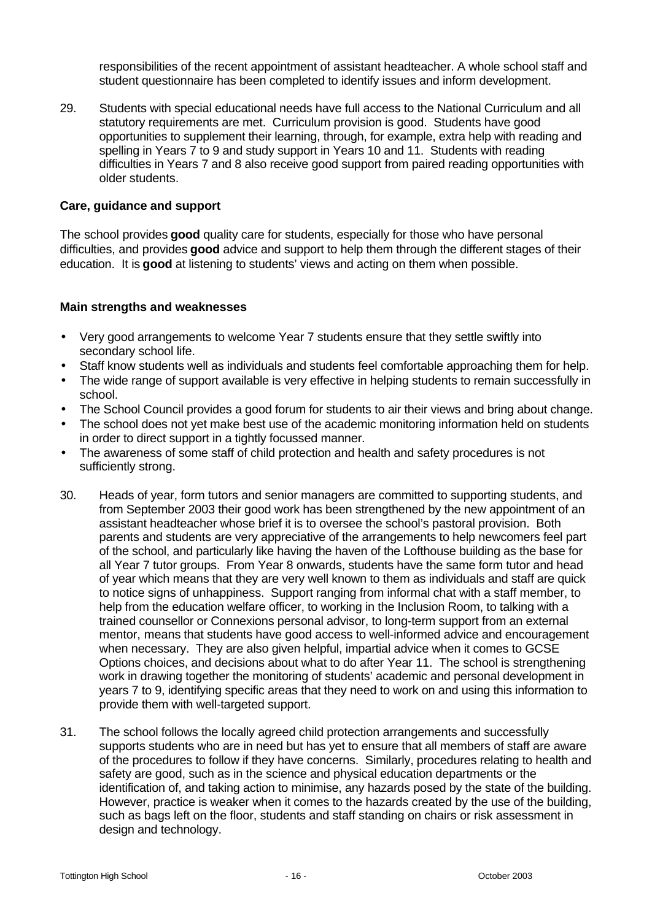responsibilities of the recent appointment of assistant headteacher. A whole school staff and student questionnaire has been completed to identify issues and inform development.

29. Students with special educational needs have full access to the National Curriculum and all statutory requirements are met. Curriculum provision is good. Students have good opportunities to supplement their learning, through, for example, extra help with reading and spelling in Years 7 to 9 and study support in Years 10 and 11. Students with reading difficulties in Years 7 and 8 also receive good support from paired reading opportunities with older students.

### Care, guidance and support

The school provides **good** quality care for students, especially for those who have personal difficulties, and provides **good** advice and support to help them through the different stages of their education. It is **good** at listening to students' views and acting on them when possible.

### Main strengths and weaknesses

- Very good arrangements to welcome Year 7 students ensure that they settle swiftly into secondary school life.
- Staff know students well as individuals and students feel comfortable approaching them for help.
- The wide range of support available is very effective in helping students to remain successfully in school.
- The School Council provides a good forum for students to air their views and bring about change.
- The school does not yet make best use of the academic monitoring information held on students in order to direct support in a tightly focussed manner.
- The awareness of some staff of child protection and health and safety procedures is not sufficiently strong.

30. Heads of year, form tutors and senior managers are committed to supporting students, and from September 2003 their good work has been strengthened by the new appointment of an assistant headteacher whose brief it is to oversee the school's pastoral provision. Both parents and students are very appreciative of the arrangements to help newcomers feel part of the school, and particularly like having the haven of the Lofthouse building as the base for all Year 7 tutor groups. From Year 8 onwards, students have the same form tutor and head of year which means that they are very well known to them as individuals and staff are quick to notice signs of unhappiness. Support ranging from informal chat with a staff member, to help from the education welfare officer, to working in the Inclusion Room, to talking with a trained counsellor or Connexions personal advisor, to long-term support from an external mentor, means that students have good access to well-informed advice and encouragement when necessary. They are also given helpful, impartial advice when it comes to GCSE Options choices, and decisions about what to do after Year 11. The school is strengthening work in drawing together the monitoring of students' academic and personal development in years 7 to 9, identifying specific areas that they need to work on and using this information to provide them with well-targeted support.

31. The school follows the locally agreed child protection arrangements and successfully supports students who are in need but has yet to ensure that all members of staff are aware of the procedures to follow if they have concerns. Similarly, procedures relating to health and safety are good, such as in the science and physical education departments or the identification of, and taking action to minimise, any hazards posed by the state of the building. However, practice is weaker when it comes to the hazards created by the use of the building, such as bags left on the floor, students and staff standing on chairs or risk assessment in design and technology.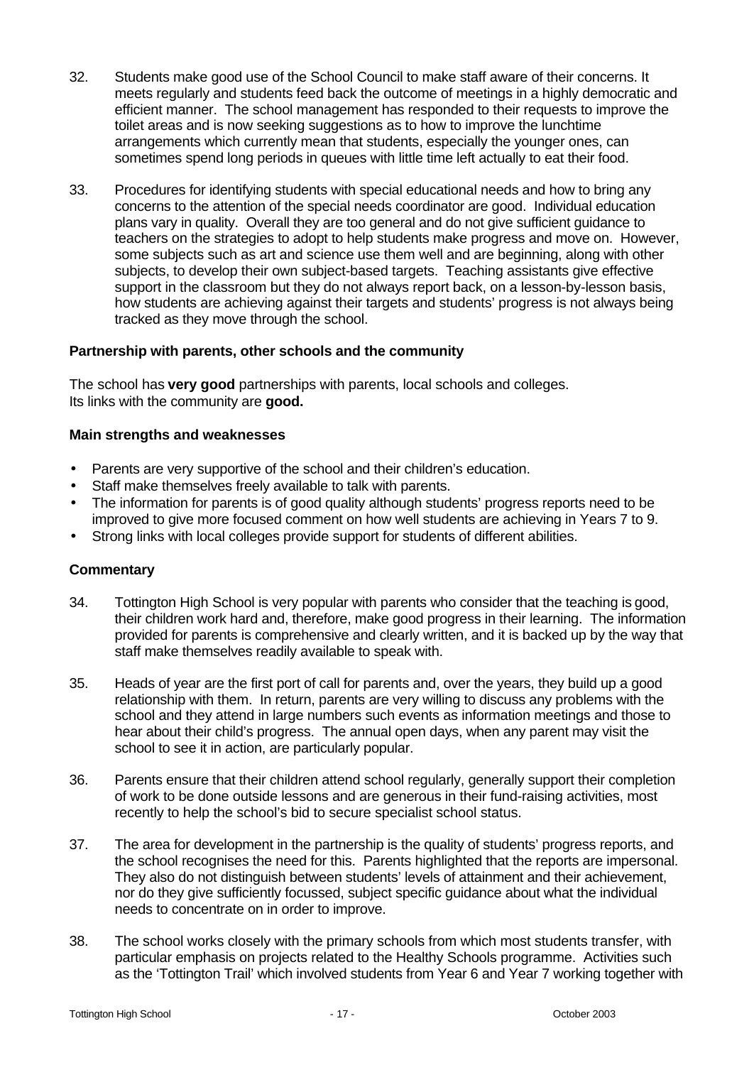32. Students make good use of the School Council to make staff aware of their concerns. It meets regularly and students feed back the outcome of meetings in a highly democratic and efficient manner. The school management has responded to their requests to improve the toilet areas and is now seeking suggestions as to how to improve the lunchtime arrangements which currently mean that students, especially the younger ones, can sometimes spend long periods in queues with little time left actually to eat their food.

33. Procedures for identifying students with special educational needs and how to bring any concerns to the attention of the special needs coordinator are good. Individual education plans vary in quality. Overall they are too general and do not give sufficient guidance to teachers on the strategies to adopt to help students make progress and move on. However, some subjects such as art and science use them well and are beginning, along with other subjects, to develop their own subject-based targets. Teaching assistants give effective support in the classroom but they do not always report back, on a lesson-by-lesson basis, how students are achieving against their targets and students' progress is not always being tracked as they move through the school.

### Partnership with parents, other schools and the community

The school has **very good** partnerships with parents, local schools and colleges.
Its links with the community are **good.**

### Main strengths and weaknesses

- Parents are very supportive of the school and their children's education.
- Staff make themselves freely available to talk with parents.
- The information for parents is of good quality although students' progress reports need to be improved to give more focused comment on how well students are achieving in Years 7 to 9.
- Strong links with local colleges provide support for students of different abilities.

### Commentary

34. Tottington High School is very popular with parents who consider that the teaching is good, their children work hard and, therefore, make good progress in their learning. The information provided for parents is comprehensive and clearly written, and it is backed up by the way that staff make themselves readily available to speak with.

35. Heads of year are the first port of call for parents and, over the years, they build up a good relationship with them. In return, parents are very willing to discuss any problems with the school and they attend in large numbers such events as information meetings and those to hear about their child's progress. The annual open days, when any parent may visit the school to see it in action, are particularly popular.

36. Parents ensure that their children attend school regularly, generally support their completion of work to be done outside lessons and are generous in their fund-raising activities, most recently to help the school's bid to secure specialist school status.

37. The area for development in the partnership is the quality of students' progress reports, and the school recognises the need for this. Parents highlighted that the reports are impersonal. They also do not distinguish between students' levels of attainment and their achievement, nor do they give sufficiently focussed, subject specific guidance about what the individual needs to concentrate on in order to improve.

38. The school works closely with the primary schools from which most students transfer, with particular emphasis on projects related to the Healthy Schools programme. Activities such as the 'Tottington Trail' which involved students from Year 6 and Year 7 working together with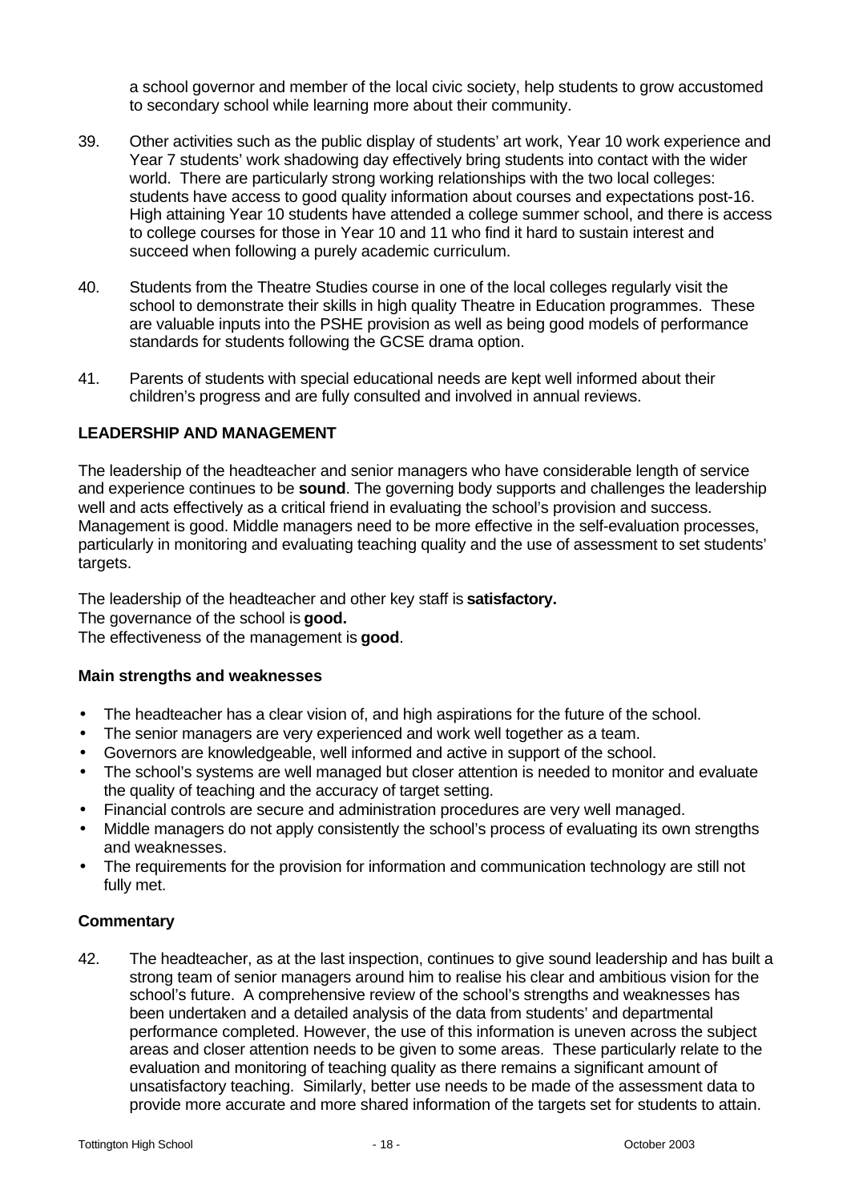a school governor and member of the local civic society, help students to grow accustomed to secondary school while learning more about their community.

39. Other activities such as the public display of students' art work, Year 10 work experience and Year 7 students' work shadowing day effectively bring students into contact with the wider world. There are particularly strong working relationships with the two local colleges: students have access to good quality information about courses and expectations post-16. High attaining Year 10 students have attended a college summer school, and there is access to college courses for those in Year 10 and 11 who find it hard to sustain interest and succeed when following a purely academic curriculum.

40. Students from the Theatre Studies course in one of the local colleges regularly visit the school to demonstrate their skills in high quality Theatre in Education programmes. These are valuable inputs into the PSHE provision as well as being good models of performance standards for students following the GCSE drama option.

41. Parents of students with special educational needs are kept well informed about their children's progress and are fully consulted and involved in annual reviews.

## LEADERSHIP AND MANAGEMENT

The leadership of the headteacher and senior managers who have considerable length of service and experience continues to be **sound**. The governing body supports and challenges the leadership well and acts effectively as a critical friend in evaluating the school's provision and success. Management is good. Middle managers need to be more effective in the self-evaluation processes, particularly in monitoring and evaluating teaching quality and the use of assessment to set students' targets.

The leadership of the headteacher and other key staff is **satisfactory.**
The governance of the school is **good.**
The effectiveness of the management is **good**.

### Main strengths and weaknesses

- The headteacher has a clear vision of, and high aspirations for the future of the school.
- The senior managers are very experienced and work well together as a team.
- Governors are knowledgeable, well informed and active in support of the school.
- The school's systems are well managed but closer attention is needed to monitor and evaluate the quality of teaching and the accuracy of target setting.
- Financial controls are secure and administration procedures are very well managed.
- Middle managers do not apply consistently the school's process of evaluating its own strengths and weaknesses.
- The requirements for the provision for information and communication technology are still not fully met.

### Commentary

42. The headteacher, as at the last inspection, continues to give sound leadership and has built a strong team of senior managers around him to realise his clear and ambitious vision for the school's future. A comprehensive review of the school's strengths and weaknesses has been undertaken and a detailed analysis of the data from students' and departmental performance completed. However, the use of this information is uneven across the subject areas and closer attention needs to be given to some areas. These particularly relate to the evaluation and monitoring of teaching quality as there remains a significant amount of unsatisfactory teaching. Similarly, better use needs to be made of the assessment data to provide more accurate and more shared information of the targets set for students to attain.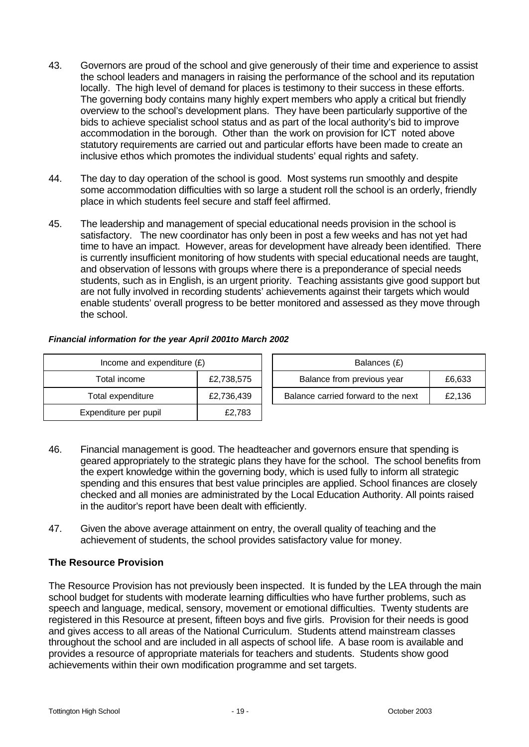43. Governors are proud of the school and give generously of their time and experience to assist the school leaders and managers in raising the performance of the school and its reputation locally. The high level of demand for places is testimony to their success in these efforts. The governing body contains many highly expert members who apply a critical but friendly overview to the school's development plans. They have been particularly supportive of the bids to achieve specialist school status and as part of the local authority's bid to improve accommodation in the borough. Other than the work on provision for ICT noted above statutory requirements are carried out and particular efforts have been made to create an inclusive ethos which promotes the individual students' equal rights and safety.

44. The day to day operation of the school is good. Most systems run smoothly and despite some accommodation difficulties with so large a student roll the school is an orderly, friendly place in which students feel secure and staff feel affirmed.

45. The leadership and management of special educational needs provision in the school is satisfactory. The new coordinator has only been in post a few weeks and has not yet had time to have an impact. However, areas for development have already been identified. There is currently insufficient monitoring of how students with special educational needs are taught, and observation of lessons with groups where there is a preponderance of special needs students, such as in English, is an urgent priority. Teaching assistants give good support but are not fully involved in recording students' achievements against their targets which would enable students' overall progress to be better monitored and assessed as they move through the school.

***Financial information for the year April 2001to March 2002***

| Income and expenditure (£) | |
|---|---|
| Total income | £2,738,575 |
| Total expenditure | £2,736,439 |
| Expenditure per pupil | £2,783 |

| Balances (£) | |
|---|---|
| Balance from previous year | £6,633 |
| Balance carried forward to the next | £2,136 |

46. Financial management is good. The headteacher and governors ensure that spending is geared appropriately to the strategic plans they have for the school. The school benefits from the expert knowledge within the governing body, which is used fully to inform all strategic spending and this ensures that best value principles are applied. School finances are closely checked and all monies are administrated by the Local Education Authority. All points raised in the auditor's report have been dealt with efficiently.

47. Given the above average attainment on entry, the overall quality of teaching and the achievement of students, the school provides satisfactory value for money.

### The Resource Provision

The Resource Provision has not previously been inspected. It is funded by the LEA through the main school budget for students with moderate learning difficulties who have further problems, such as speech and language, medical, sensory, movement or emotional difficulties. Twenty students are registered in this Resource at present, fifteen boys and five girls. Provision for their needs is good and gives access to all areas of the National Curriculum. Students attend mainstream classes throughout the school and are included in all aspects of school life. A base room is available and provides a resource of appropriate materials for teachers and students. Students show good achievements within their own modification programme and set targets.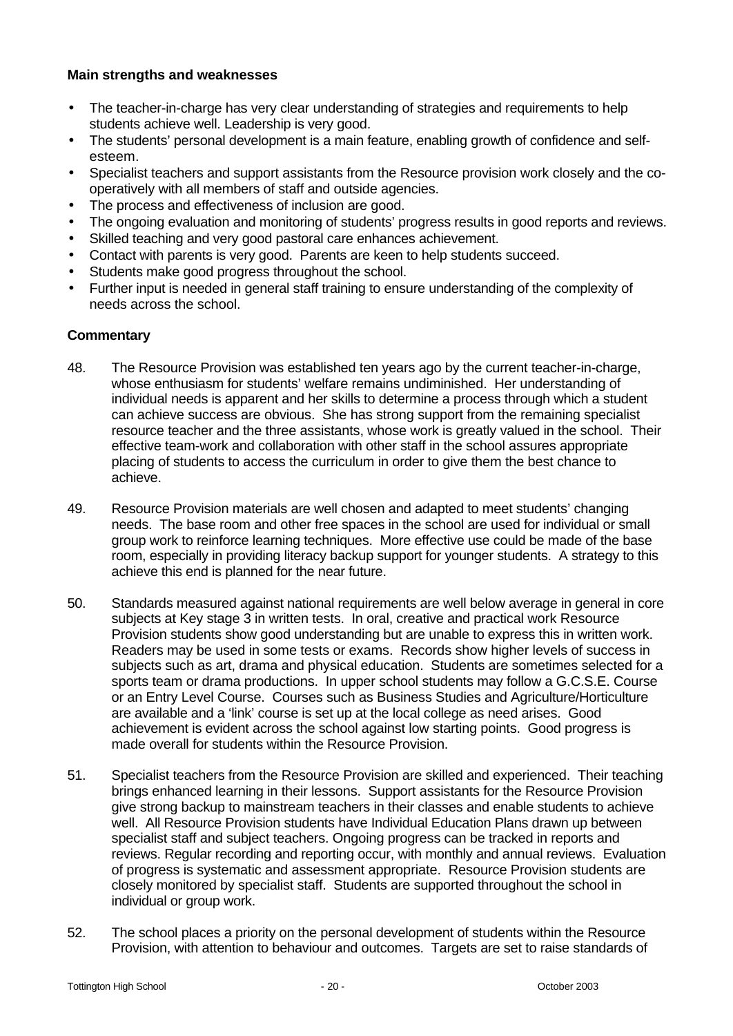**Main strengths and weaknesses**

- The teacher-in-charge has very clear understanding of strategies and requirements to help students achieve well. Leadership is very good.
- The students' personal development is a main feature, enabling growth of confidence and self-esteem.
- Specialist teachers and support assistants from the Resource provision work closely and the co-operatively with all members of staff and outside agencies.
- The process and effectiveness of inclusion are good.
- The ongoing evaluation and monitoring of students' progress results in good reports and reviews.
- Skilled teaching and very good pastoral care enhances achievement.
- Contact with parents is very good. Parents are keen to help students succeed.
- Students make good progress throughout the school.
- Further input is needed in general staff training to ensure understanding of the complexity of needs across the school.

**Commentary**

48. The Resource Provision was established ten years ago by the current teacher-in-charge, whose enthusiasm for students' welfare remains undiminished. Her understanding of individual needs is apparent and her skills to determine a process through which a student can achieve success are obvious. She has strong support from the remaining specialist resource teacher and the three assistants, whose work is greatly valued in the school. Their effective team-work and collaboration with other staff in the school assures appropriate placing of students to access the curriculum in order to give them the best chance to achieve.

49. Resource Provision materials are well chosen and adapted to meet students' changing needs. The base room and other free spaces in the school are used for individual or small group work to reinforce learning techniques. More effective use could be made of the base room, especially in providing literacy backup support for younger students. A strategy to this achieve this end is planned for the near future.

50. Standards measured against national requirements are well below average in general in core subjects at Key stage 3 in written tests. In oral, creative and practical work Resource Provision students show good understanding but are unable to express this in written work. Readers may be used in some tests or exams. Records show higher levels of success in subjects such as art, drama and physical education. Students are sometimes selected for a sports team or drama productions. In upper school students may follow a G.C.S.E. Course or an Entry Level Course. Courses such as Business Studies and Agriculture/Horticulture are available and a 'link' course is set up at the local college as need arises. Good achievement is evident across the school against low starting points. Good progress is made overall for students within the Resource Provision.

51. Specialist teachers from the Resource Provision are skilled and experienced. Their teaching brings enhanced learning in their lessons. Support assistants for the Resource Provision give strong backup to mainstream teachers in their classes and enable students to achieve well. All Resource Provision students have Individual Education Plans drawn up between specialist staff and subject teachers. Ongoing progress can be tracked in reports and reviews. Regular recording and reporting occur, with monthly and annual reviews. Evaluation of progress is systematic and assessment appropriate. Resource Provision students are closely monitored by specialist staff. Students are supported throughout the school in individual or group work.

52. The school places a priority on the personal development of students within the Resource Provision, with attention to behaviour and outcomes. Targets are set to raise standards of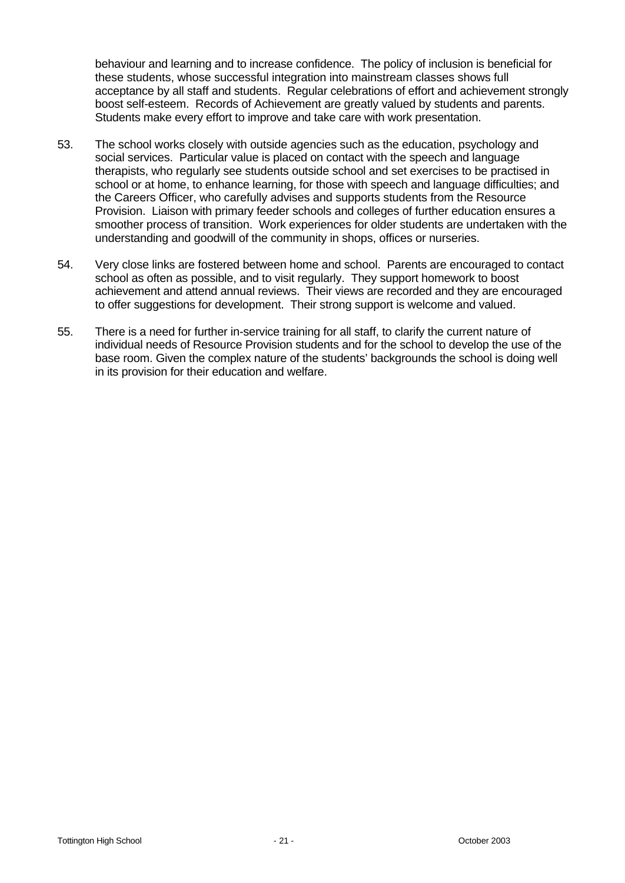behaviour and learning and to increase confidence. The policy of inclusion is beneficial for these students, whose successful integration into mainstream classes shows full acceptance by all staff and students. Regular celebrations of effort and achievement strongly boost self-esteem. Records of Achievement are greatly valued by students and parents. Students make every effort to improve and take care with work presentation.

53. The school works closely with outside agencies such as the education, psychology and social services. Particular value is placed on contact with the speech and language therapists, who regularly see students outside school and set exercises to be practised in school or at home, to enhance learning, for those with speech and language difficulties; and the Careers Officer, who carefully advises and supports students from the Resource Provision. Liaison with primary feeder schools and colleges of further education ensures a smoother process of transition. Work experiences for older students are undertaken with the understanding and goodwill of the community in shops, offices or nurseries.

54. Very close links are fostered between home and school. Parents are encouraged to contact school as often as possible, and to visit regularly. They support homework to boost achievement and attend annual reviews. Their views are recorded and they are encouraged to offer suggestions for development. Their strong support is welcome and valued.

55. There is a need for further in-service training for all staff, to clarify the current nature of individual needs of Resource Provision students and for the school to develop the use of the base room. Given the complex nature of the students' backgrounds the school is doing well in its provision for their education and welfare.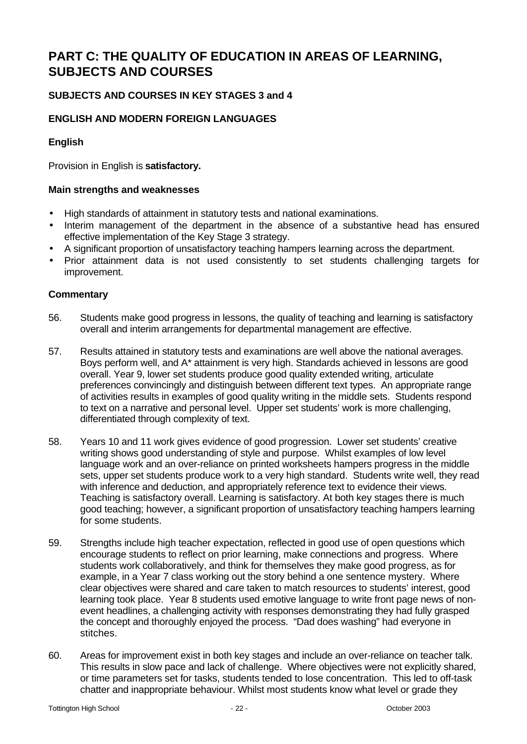# PART C: THE QUALITY OF EDUCATION IN AREAS OF LEARNING, SUBJECTS AND COURSES

### SUBJECTS AND COURSES IN KEY STAGES 3 and 4

### ENGLISH AND MODERN FOREIGN LANGUAGES

#### English

Provision in English is **satisfactory.**

#### Main strengths and weaknesses

- High standards of attainment in statutory tests and national examinations.
- Interim management of the department in the absence of a substantive head has ensured effective implementation of the Key Stage 3 strategy.
- A significant proportion of unsatisfactory teaching hampers learning across the department.
- Prior attainment data is not used consistently to set students challenging targets for improvement.

#### Commentary

56. Students make good progress in lessons, the quality of teaching and learning is satisfactory overall and interim arrangements for departmental management are effective.

57. Results attained in statutory tests and examinations are well above the national averages. Boys perform well, and A* attainment is very high. Standards achieved in lessons are good overall. Year 9, lower set students produce good quality extended writing, articulate preferences convincingly and distinguish between different text types. An appropriate range of activities results in examples of good quality writing in the middle sets. Students respond to text on a narrative and personal level. Upper set students' work is more challenging, differentiated through complexity of text.

58. Years 10 and 11 work gives evidence of good progression. Lower set students' creative writing shows good understanding of style and purpose. Whilst examples of low level language work and an over-reliance on printed worksheets hampers progress in the middle sets, upper set students produce work to a very high standard. Students write well, they read with inference and deduction, and appropriately reference text to evidence their views. Teaching is satisfactory overall. Learning is satisfactory. At both key stages there is much good teaching; however, a significant proportion of unsatisfactory teaching hampers learning for some students.

59. Strengths include high teacher expectation, reflected in good use of open questions which encourage students to reflect on prior learning, make connections and progress. Where students work collaboratively, and think for themselves they make good progress, as for example, in a Year 7 class working out the story behind a one sentence mystery. Where clear objectives were shared and care taken to match resources to students' interest, good learning took place. Year 8 students used emotive language to write front page news of non-event headlines, a challenging activity with responses demonstrating they had fully grasped the concept and thoroughly enjoyed the process. "Dad does washing" had everyone in stitches.

60. Areas for improvement exist in both key stages and include an over-reliance on teacher talk. This results in slow pace and lack of challenge. Where objectives were not explicitly shared, or time parameters set for tasks, students tended to lose concentration. This led to off-task chatter and inappropriate behaviour. Whilst most students know what level or grade they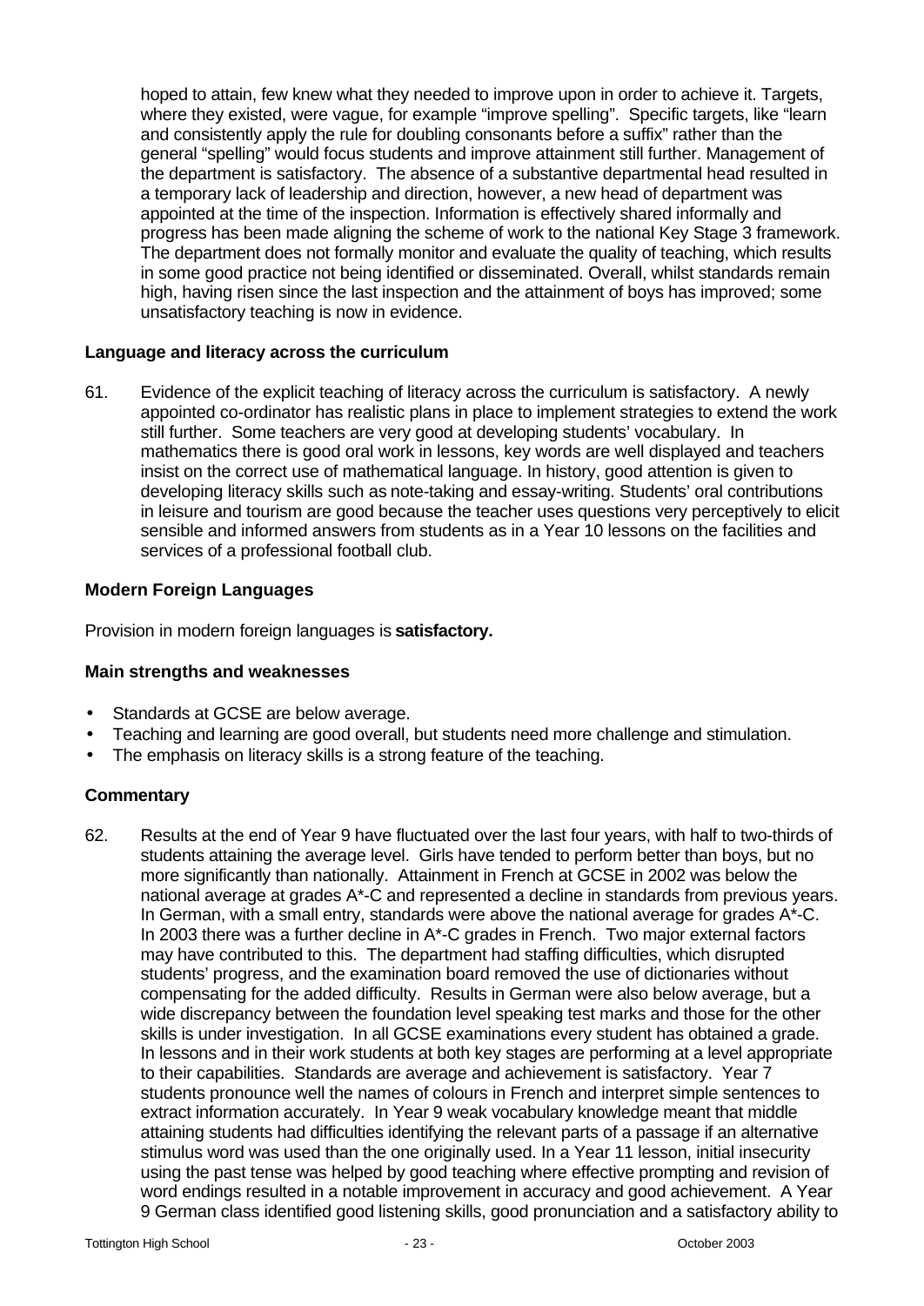hoped to attain, few knew what they needed to improve upon in order to achieve it. Targets, where they existed, were vague, for example "improve spelling". Specific targets, like "learn and consistently apply the rule for doubling consonants before a suffix" rather than the general "spelling" would focus students and improve attainment still further. Management of the department is satisfactory. The absence of a substantive departmental head resulted in a temporary lack of leadership and direction, however, a new head of department was appointed at the time of the inspection. Information is effectively shared informally and progress has been made aligning the scheme of work to the national Key Stage 3 framework. The department does not formally monitor and evaluate the quality of teaching, which results in some good practice not being identified or disseminated. Overall, whilst standards remain high, having risen since the last inspection and the attainment of boys has improved; some unsatisfactory teaching is now in evidence.

### Language and literacy across the curriculum

61. Evidence of the explicit teaching of literacy across the curriculum is satisfactory. A newly appointed co-ordinator has realistic plans in place to implement strategies to extend the work still further. Some teachers are very good at developing students' vocabulary. In mathematics there is good oral work in lessons, key words are well displayed and teachers insist on the correct use of mathematical language. In history, good attention is given to developing literacy skills such as note-taking and essay-writing. Students' oral contributions in leisure and tourism are good because the teacher uses questions very perceptively to elicit sensible and informed answers from students as in a Year 10 lessons on the facilities and services of a professional football club.

### Modern Foreign Languages

Provision in modern foreign languages is **satisfactory.**

### Main strengths and weaknesses

- Standards at GCSE are below average.
- Teaching and learning are good overall, but students need more challenge and stimulation.
- The emphasis on literacy skills is a strong feature of the teaching.

### Commentary

62. Results at the end of Year 9 have fluctuated over the last four years, with half to two-thirds of students attaining the average level. Girls have tended to perform better than boys, but no more significantly than nationally. Attainment in French at GCSE in 2002 was below the national average at grades A*-C and represented a decline in standards from previous years. In German, with a small entry, standards were above the national average for grades A*-C. In 2003 there was a further decline in A*-C grades in French. Two major external factors may have contributed to this. The department had staffing difficulties, which disrupted students' progress, and the examination board removed the use of dictionaries without compensating for the added difficulty. Results in German were also below average, but a wide discrepancy between the foundation level speaking test marks and those for the other skills is under investigation. In all GCSE examinations every student has obtained a grade. In lessons and in their work students at both key stages are performing at a level appropriate to their capabilities. Standards are average and achievement is satisfactory. Year 7 students pronounce well the names of colours in French and interpret simple sentences to extract information accurately. In Year 9 weak vocabulary knowledge meant that middle attaining students had difficulties identifying the relevant parts of a passage if an alternative stimulus word was used than the one originally used. In a Year 11 lesson, initial insecurity using the past tense was helped by good teaching where effective prompting and revision of word endings resulted in a notable improvement in accuracy and good achievement. A Year 9 German class identified good listening skills, good pronunciation and a satisfactory ability to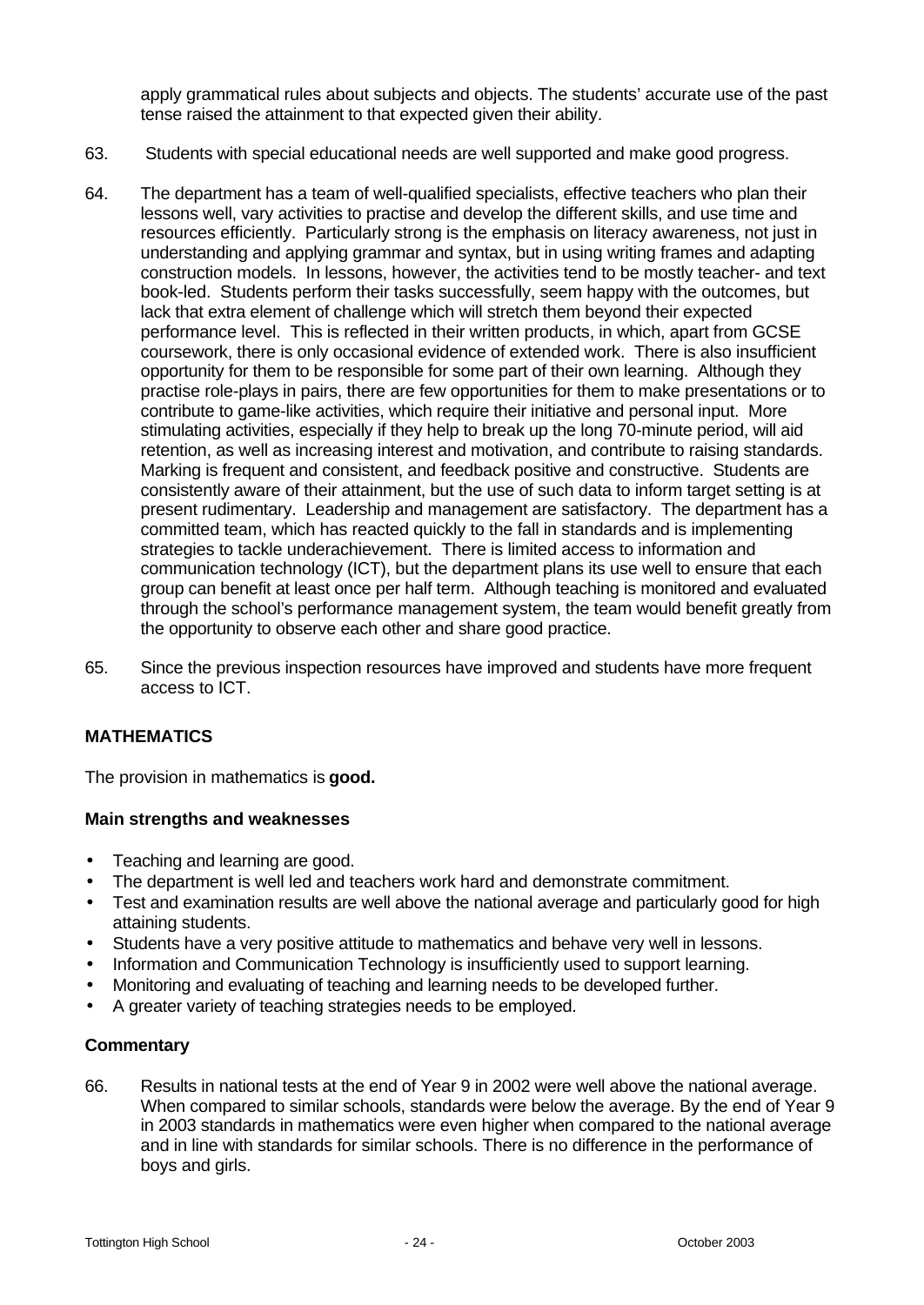apply grammatical rules about subjects and objects. The students' accurate use of the past tense raised the attainment to that expected given their ability.

63. Students with special educational needs are well supported and make good progress.

64. The department has a team of well-qualified specialists, effective teachers who plan their lessons well, vary activities to practise and develop the different skills, and use time and resources efficiently. Particularly strong is the emphasis on literacy awareness, not just in understanding and applying grammar and syntax, but in using writing frames and adapting construction models. In lessons, however, the activities tend to be mostly teacher- and text book-led. Students perform their tasks successfully, seem happy with the outcomes, but lack that extra element of challenge which will stretch them beyond their expected performance level. This is reflected in their written products, in which, apart from GCSE coursework, there is only occasional evidence of extended work. There is also insufficient opportunity for them to be responsible for some part of their own learning. Although they practise role-plays in pairs, there are few opportunities for them to make presentations or to contribute to game-like activities, which require their initiative and personal input. More stimulating activities, especially if they help to break up the long 70-minute period, will aid retention, as well as increasing interest and motivation, and contribute to raising standards. Marking is frequent and consistent, and feedback positive and constructive. Students are consistently aware of their attainment, but the use of such data to inform target setting is at present rudimentary. Leadership and management are satisfactory. The department has a committed team, which has reacted quickly to the fall in standards and is implementing strategies to tackle underachievement. There is limited access to information and communication technology (ICT), but the department plans its use well to ensure that each group can benefit at least once per half term. Although teaching is monitored and evaluated through the school's performance management system, the team would benefit greatly from the opportunity to observe each other and share good practice.

65. Since the previous inspection resources have improved and students have more frequent access to ICT.

## MATHEMATICS

The provision in mathematics is **good.**

### Main strengths and weaknesses

- Teaching and learning are good.
- The department is well led and teachers work hard and demonstrate commitment.
- Test and examination results are well above the national average and particularly good for high attaining students.
- Students have a very positive attitude to mathematics and behave very well in lessons.
- Information and Communication Technology is insufficiently used to support learning.
- Monitoring and evaluating of teaching and learning needs to be developed further.
- A greater variety of teaching strategies needs to be employed.

### Commentary

66. Results in national tests at the end of Year 9 in 2002 were well above the national average. When compared to similar schools, standards were below the average. By the end of Year 9 in 2003 standards in mathematics were even higher when compared to the national average and in line with standards for similar schools. There is no difference in the performance of boys and girls.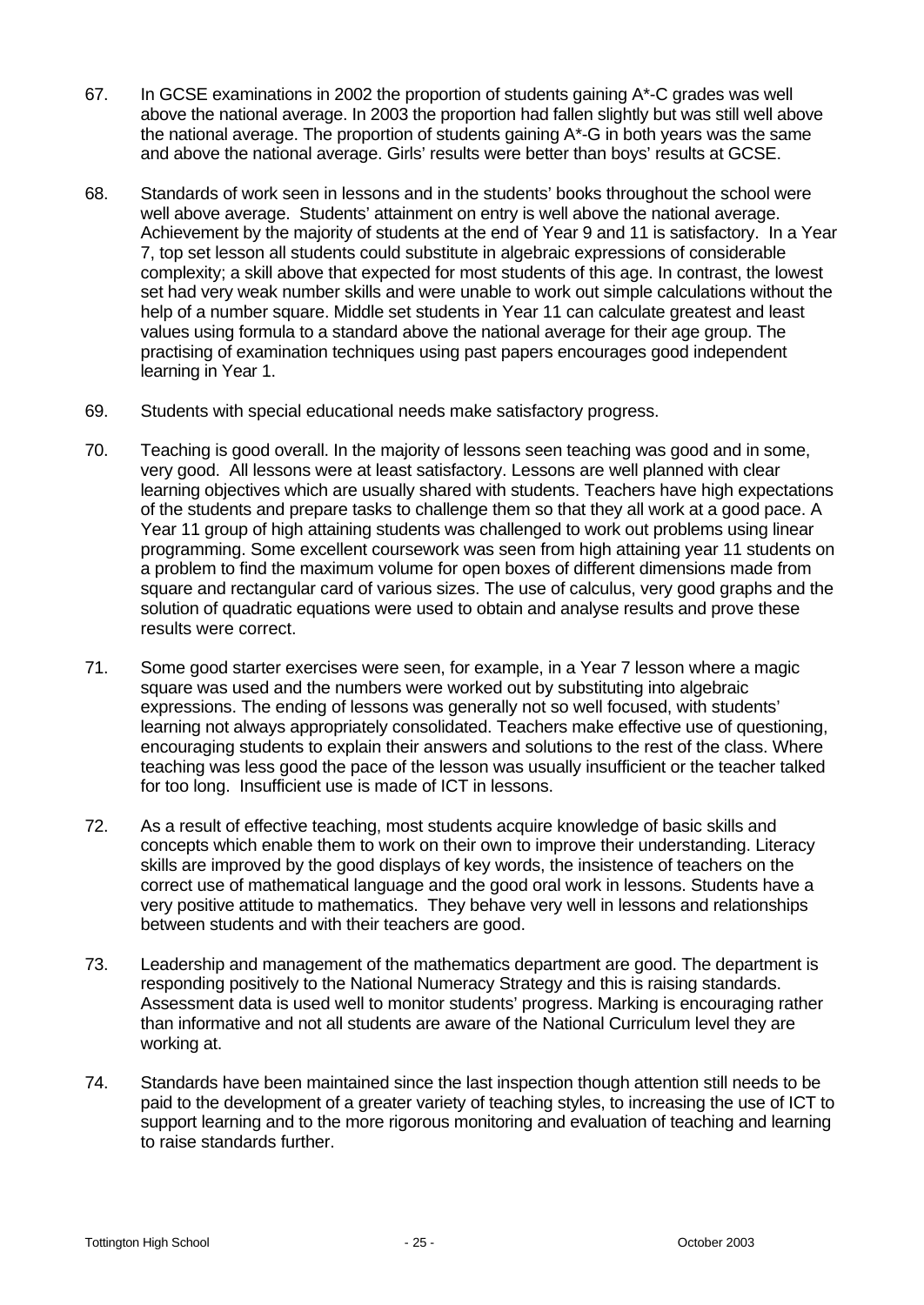67. In GCSE examinations in 2002 the proportion of students gaining A*-C grades was well above the national average. In 2003 the proportion had fallen slightly but was still well above the national average. The proportion of students gaining A*-G in both years was the same and above the national average. Girls' results were better than boys' results at GCSE.

68. Standards of work seen in lessons and in the students' books throughout the school were well above average. Students' attainment on entry is well above the national average. Achievement by the majority of students at the end of Year 9 and 11 is satisfactory. In a Year 7, top set lesson all students could substitute in algebraic expressions of considerable complexity; a skill above that expected for most students of this age. In contrast, the lowest set had very weak number skills and were unable to work out simple calculations without the help of a number square. Middle set students in Year 11 can calculate greatest and least values using formula to a standard above the national average for their age group. The practising of examination techniques using past papers encourages good independent learning in Year 1.

69. Students with special educational needs make satisfactory progress.

70. Teaching is good overall. In the majority of lessons seen teaching was good and in some, very good. All lessons were at least satisfactory. Lessons are well planned with clear learning objectives which are usually shared with students. Teachers have high expectations of the students and prepare tasks to challenge them so that they all work at a good pace. A Year 11 group of high attaining students was challenged to work out problems using linear programming. Some excellent coursework was seen from high attaining year 11 students on a problem to find the maximum volume for open boxes of different dimensions made from square and rectangular card of various sizes. The use of calculus, very good graphs and the solution of quadratic equations were used to obtain and analyse results and prove these results were correct.

71. Some good starter exercises were seen, for example, in a Year 7 lesson where a magic square was used and the numbers were worked out by substituting into algebraic expressions. The ending of lessons was generally not so well focused, with students' learning not always appropriately consolidated. Teachers make effective use of questioning, encouraging students to explain their answers and solutions to the rest of the class. Where teaching was less good the pace of the lesson was usually insufficient or the teacher talked for too long. Insufficient use is made of ICT in lessons.

72. As a result of effective teaching, most students acquire knowledge of basic skills and concepts which enable them to work on their own to improve their understanding. Literacy skills are improved by the good displays of key words, the insistence of teachers on the correct use of mathematical language and the good oral work in lessons. Students have a very positive attitude to mathematics. They behave very well in lessons and relationships between students and with their teachers are good.

73. Leadership and management of the mathematics department are good. The department is responding positively to the National Numeracy Strategy and this is raising standards. Assessment data is used well to monitor students' progress. Marking is encouraging rather than informative and not all students are aware of the National Curriculum level they are working at.

74. Standards have been maintained since the last inspection though attention still needs to be paid to the development of a greater variety of teaching styles, to increasing the use of ICT to support learning and to the more rigorous monitoring and evaluation of teaching and learning to raise standards further.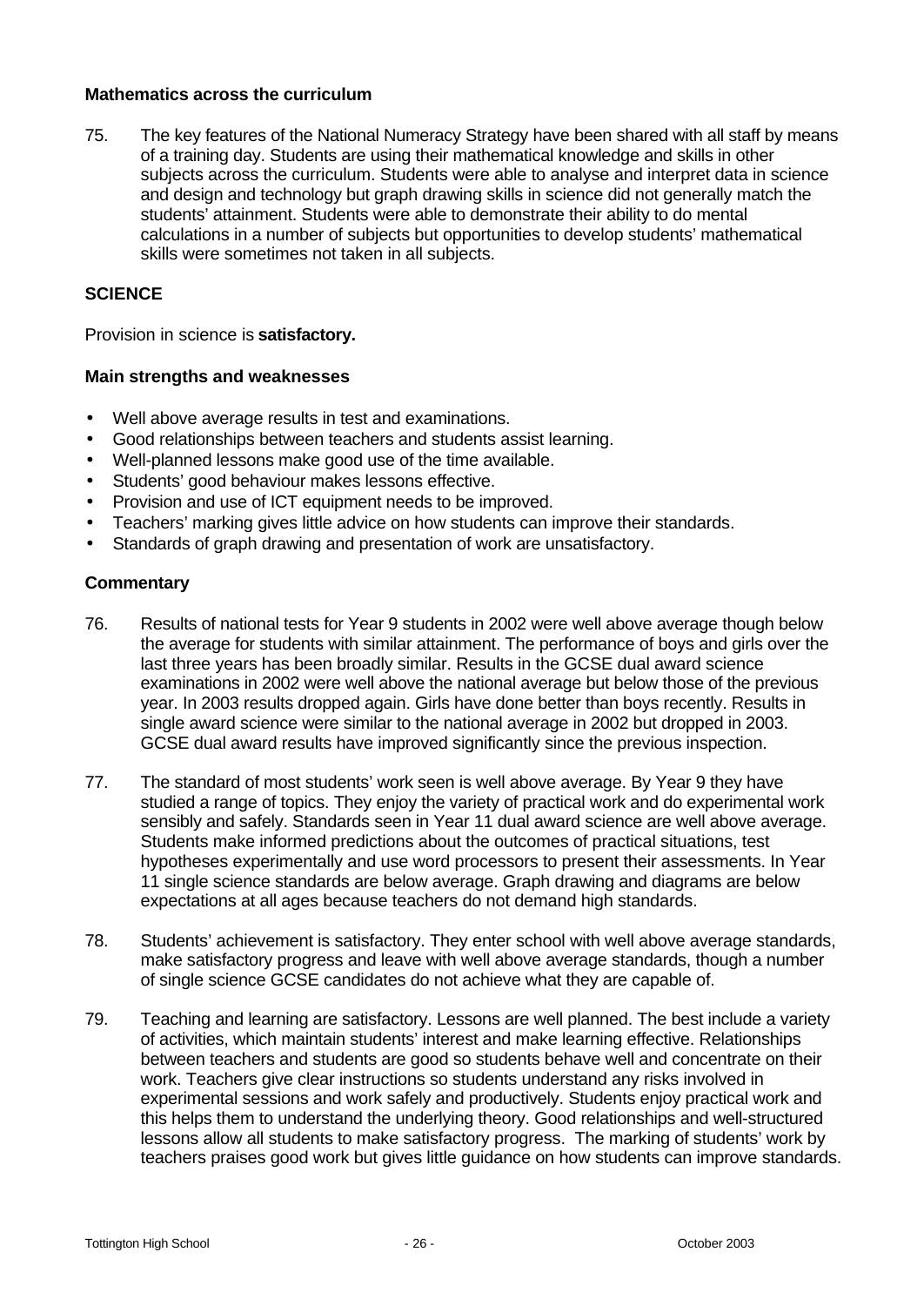### Mathematics across the curriculum

75. The key features of the National Numeracy Strategy have been shared with all staff by means of a training day. Students are using their mathematical knowledge and skills in other subjects across the curriculum. Students were able to analyse and interpret data in science and design and technology but graph drawing skills in science did not generally match the students' attainment. Students were able to demonstrate their ability to do mental calculations in a number of subjects but opportunities to develop students' mathematical skills were sometimes not taken in all subjects.

## SCIENCE

Provision in science is **satisfactory.**

### Main strengths and weaknesses

- Well above average results in test and examinations.
- Good relationships between teachers and students assist learning.
- Well-planned lessons make good use of the time available.
- Students' good behaviour makes lessons effective.
- Provision and use of ICT equipment needs to be improved.
- Teachers' marking gives little advice on how students can improve their standards.
- Standards of graph drawing and presentation of work are unsatisfactory.

### Commentary

76. Results of national tests for Year 9 students in 2002 were well above average though below the average for students with similar attainment. The performance of boys and girls over the last three years has been broadly similar. Results in the GCSE dual award science examinations in 2002 were well above the national average but below those of the previous year. In 2003 results dropped again. Girls have done better than boys recently. Results in single award science were similar to the national average in 2002 but dropped in 2003. GCSE dual award results have improved significantly since the previous inspection.

77. The standard of most students' work seen is well above average. By Year 9 they have studied a range of topics. They enjoy the variety of practical work and do experimental work sensibly and safely. Standards seen in Year 11 dual award science are well above average. Students make informed predictions about the outcomes of practical situations, test hypotheses experimentally and use word processors to present their assessments. In Year 11 single science standards are below average. Graph drawing and diagrams are below expectations at all ages because teachers do not demand high standards.

78. Students' achievement is satisfactory. They enter school with well above average standards, make satisfactory progress and leave with well above average standards, though a number of single science GCSE candidates do not achieve what they are capable of.

79. Teaching and learning are satisfactory. Lessons are well planned. The best include a variety of activities, which maintain students' interest and make learning effective. Relationships between teachers and students are good so students behave well and concentrate on their work. Teachers give clear instructions so students understand any risks involved in experimental sessions and work safely and productively. Students enjoy practical work and this helps them to understand the underlying theory. Good relationships and well-structured lessons allow all students to make satisfactory progress. The marking of students' work by teachers praises good work but gives little guidance on how students can improve standards.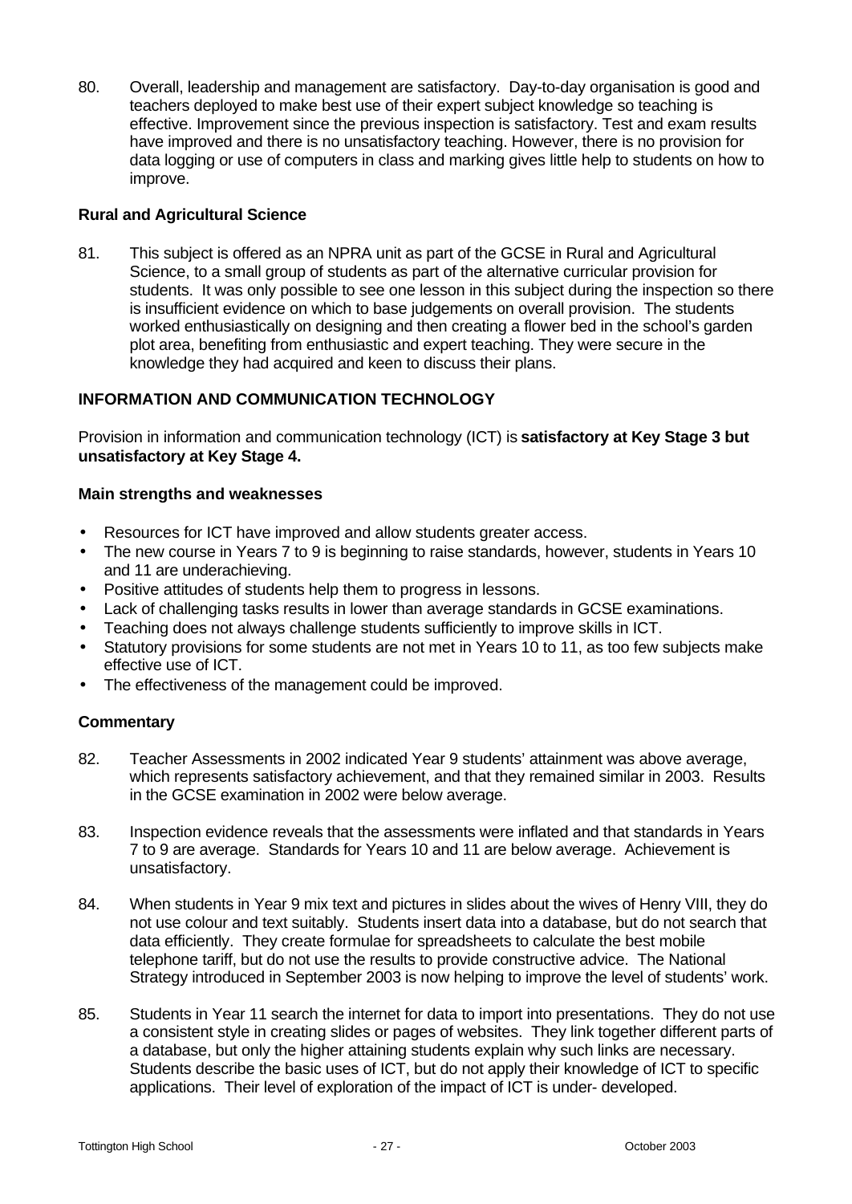80. Overall, leadership and management are satisfactory. Day-to-day organisation is good and teachers deployed to make best use of their expert subject knowledge so teaching is effective. Improvement since the previous inspection is satisfactory. Test and exam results have improved and there is no unsatisfactory teaching. However, there is no provision for data logging or use of computers in class and marking gives little help to students on how to improve.

### Rural and Agricultural Science

81. This subject is offered as an NPRA unit as part of the GCSE in Rural and Agricultural Science, to a small group of students as part of the alternative curricular provision for students. It was only possible to see one lesson in this subject during the inspection so there is insufficient evidence on which to base judgements on overall provision. The students worked enthusiastically on designing and then creating a flower bed in the school's garden plot area, benefiting from enthusiastic and expert teaching. They were secure in the knowledge they had acquired and keen to discuss their plans.

## INFORMATION AND COMMUNICATION TECHNOLOGY

Provision in information and communication technology (ICT) is **satisfactory at Key Stage 3 but unsatisfactory at Key Stage 4.**

### Main strengths and weaknesses

- Resources for ICT have improved and allow students greater access.
- The new course in Years 7 to 9 is beginning to raise standards, however, students in Years 10 and 11 are underachieving.
- Positive attitudes of students help them to progress in lessons.
- Lack of challenging tasks results in lower than average standards in GCSE examinations.
- Teaching does not always challenge students sufficiently to improve skills in ICT.
- Statutory provisions for some students are not met in Years 10 to 11, as too few subjects make effective use of ICT.
- The effectiveness of the management could be improved.

### Commentary

82. Teacher Assessments in 2002 indicated Year 9 students' attainment was above average, which represents satisfactory achievement, and that they remained similar in 2003. Results in the GCSE examination in 2002 were below average.

83. Inspection evidence reveals that the assessments were inflated and that standards in Years 7 to 9 are average. Standards for Years 10 and 11 are below average. Achievement is unsatisfactory.

84. When students in Year 9 mix text and pictures in slides about the wives of Henry VIII, they do not use colour and text suitably. Students insert data into a database, but do not search that data efficiently. They create formulae for spreadsheets to calculate the best mobile telephone tariff, but do not use the results to provide constructive advice. The National Strategy introduced in September 2003 is now helping to improve the level of students' work.

85. Students in Year 11 search the internet for data to import into presentations. They do not use a consistent style in creating slides or pages of websites. They link together different parts of a database, but only the higher attaining students explain why such links are necessary. Students describe the basic uses of ICT, but do not apply their knowledge of ICT to specific applications. Their level of exploration of the impact of ICT is under- developed.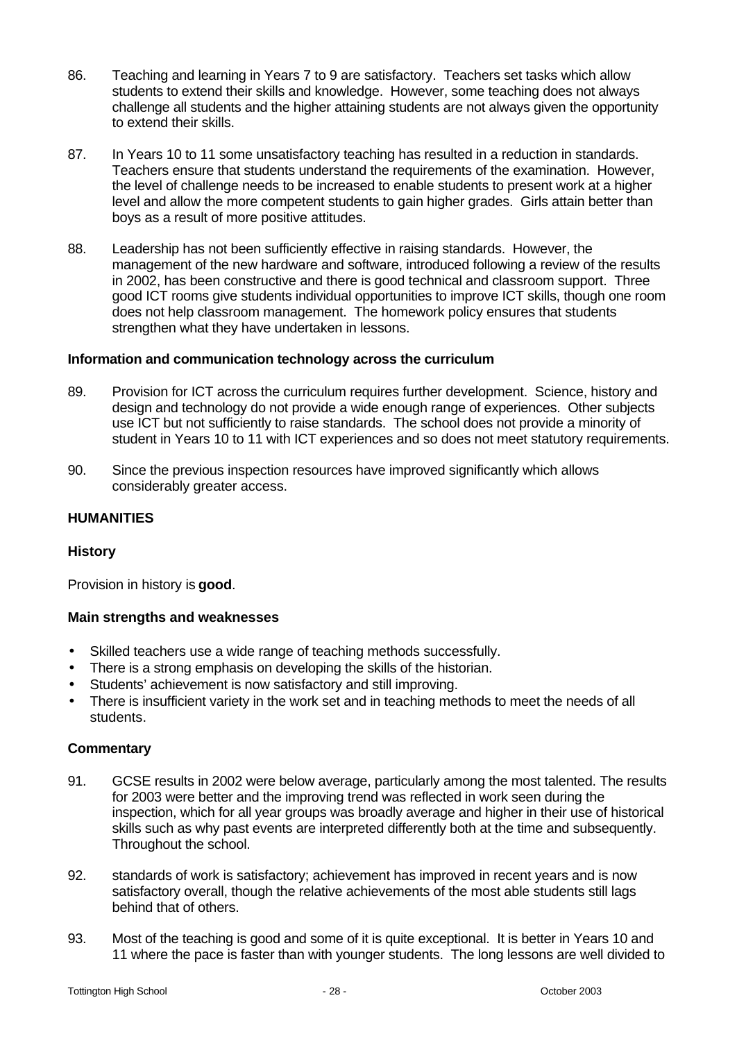86. Teaching and learning in Years 7 to 9 are satisfactory. Teachers set tasks which allow students to extend their skills and knowledge. However, some teaching does not always challenge all students and the higher attaining students are not always given the opportunity to extend their skills.

87. In Years 10 to 11 some unsatisfactory teaching has resulted in a reduction in standards. Teachers ensure that students understand the requirements of the examination. However, the level of challenge needs to be increased to enable students to present work at a higher level and allow the more competent students to gain higher grades. Girls attain better than boys as a result of more positive attitudes.

88. Leadership has not been sufficiently effective in raising standards. However, the management of the new hardware and software, introduced following a review of the results in 2002, has been constructive and there is good technical and classroom support. Three good ICT rooms give students individual opportunities to improve ICT skills, though one room does not help classroom management. The homework policy ensures that students strengthen what they have undertaken in lessons.

### Information and communication technology across the curriculum

89. Provision for ICT across the curriculum requires further development. Science, history and design and technology do not provide a wide enough range of experiences. Other subjects use ICT but not sufficiently to raise standards. The school does not provide a minority of student in Years 10 to 11 with ICT experiences and so does not meet statutory requirements.

90. Since the previous inspection resources have improved significantly which allows considerably greater access.

## HUMANITIES

### History

Provision in history is **good**.

### Main strengths and weaknesses

- Skilled teachers use a wide range of teaching methods successfully.
- There is a strong emphasis on developing the skills of the historian.
- Students' achievement is now satisfactory and still improving.
- There is insufficient variety in the work set and in teaching methods to meet the needs of all students.

### Commentary

91. GCSE results in 2002 were below average, particularly among the most talented. The results for 2003 were better and the improving trend was reflected in work seen during the inspection, which for all year groups was broadly average and higher in their use of historical skills such as why past events are interpreted differently both at the time and subsequently. Throughout the school.

92. standards of work is satisfactory; achievement has improved in recent years and is now satisfactory overall, though the relative achievements of the most able students still lags behind that of others.

93. Most of the teaching is good and some of it is quite exceptional. It is better in Years 10 and 11 where the pace is faster than with younger students. The long lessons are well divided to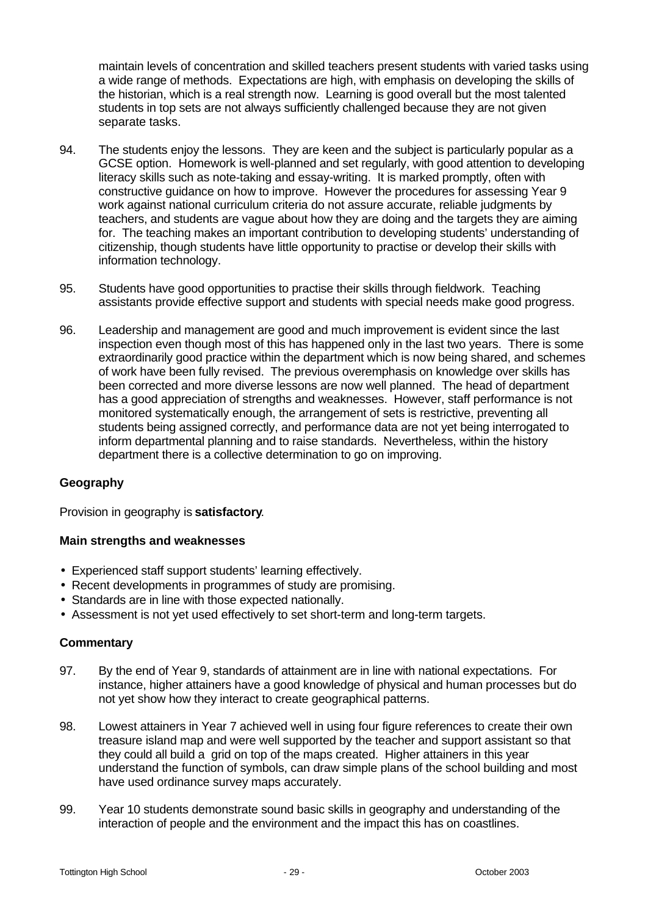maintain levels of concentration and skilled teachers present students with varied tasks using a wide range of methods. Expectations are high, with emphasis on developing the skills of the historian, which is a real strength now. Learning is good overall but the most talented students in top sets are not always sufficiently challenged because they are not given separate tasks.

94. The students enjoy the lessons. They are keen and the subject is particularly popular as a GCSE option. Homework is well-planned and set regularly, with good attention to developing literacy skills such as note-taking and essay-writing. It is marked promptly, often with constructive guidance on how to improve. However the procedures for assessing Year 9 work against national curriculum criteria do not assure accurate, reliable judgments by teachers, and students are vague about how they are doing and the targets they are aiming for. The teaching makes an important contribution to developing students' understanding of citizenship, though students have little opportunity to practise or develop their skills with information technology.

95. Students have good opportunities to practise their skills through fieldwork. Teaching assistants provide effective support and students with special needs make good progress.

96. Leadership and management are good and much improvement is evident since the last inspection even though most of this has happened only in the last two years. There is some extraordinarily good practice within the department which is now being shared, and schemes of work have been fully revised. The previous overemphasis on knowledge over skills has been corrected and more diverse lessons are now well planned. The head of department has a good appreciation of strengths and weaknesses. However, staff performance is not monitored systematically enough, the arrangement of sets is restrictive, preventing all students being assigned correctly, and performance data are not yet being interrogated to inform departmental planning and to raise standards. Nevertheless, within the history department there is a collective determination to go on improving.

### Geography

Provision in geography is **satisfactory**.

#### Main strengths and weaknesses

- Experienced staff support students' learning effectively.
- Recent developments in programmes of study are promising.
- Standards are in line with those expected nationally.
- Assessment is not yet used effectively to set short-term and long-term targets.

#### Commentary

97. By the end of Year 9, standards of attainment are in line with national expectations. For instance, higher attainers have a good knowledge of physical and human processes but do not yet show how they interact to create geographical patterns.

98. Lowest attainers in Year 7 achieved well in using four figure references to create their own treasure island map and were well supported by the teacher and support assistant so that they could all build a grid on top of the maps created. Higher attainers in this year understand the function of symbols, can draw simple plans of the school building and most have used ordinance survey maps accurately.

99. Year 10 students demonstrate sound basic skills in geography and understanding of the interaction of people and the environment and the impact this has on coastlines.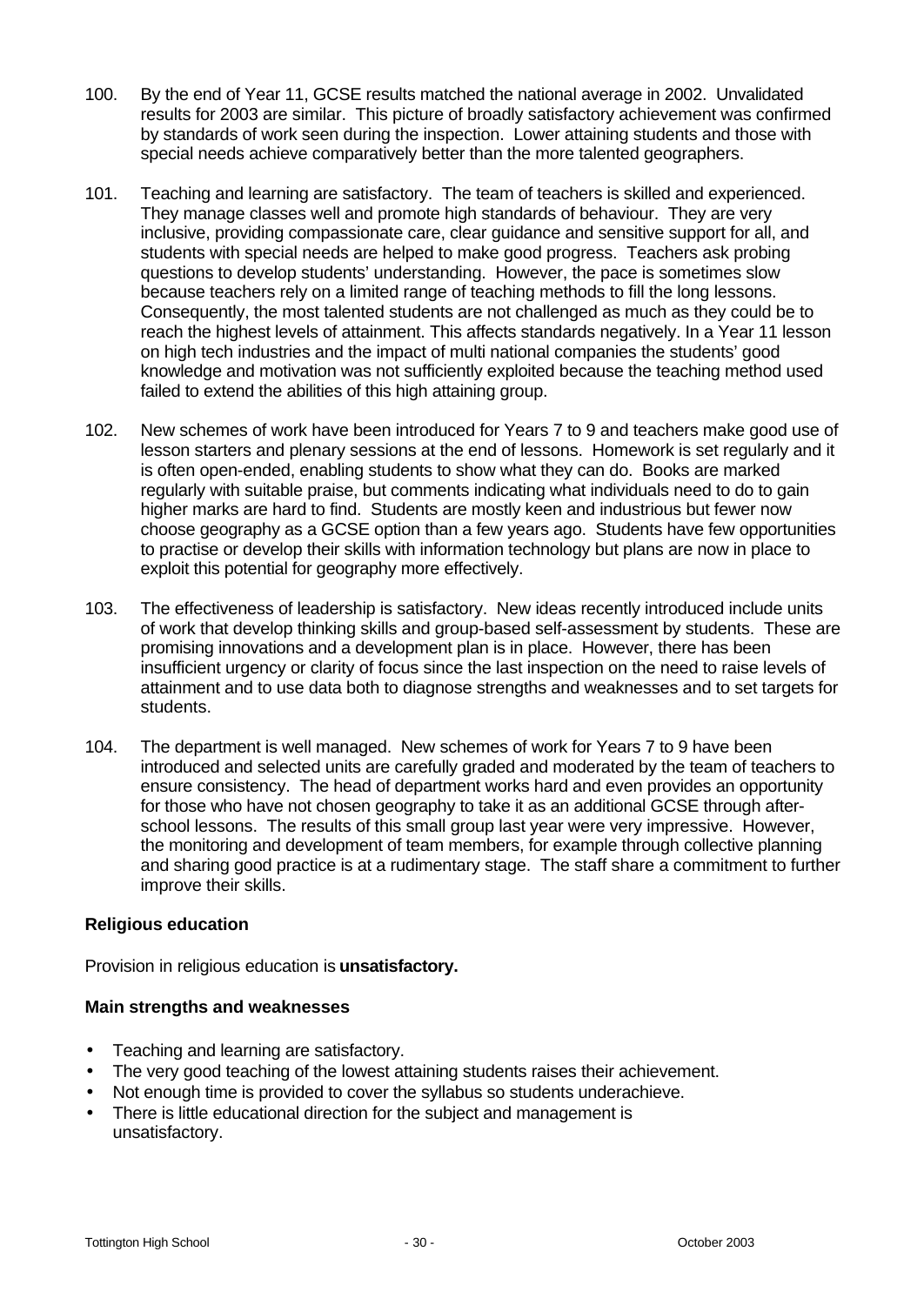100. By the end of Year 11, GCSE results matched the national average in 2002. Unvalidated results for 2003 are similar. This picture of broadly satisfactory achievement was confirmed by standards of work seen during the inspection. Lower attaining students and those with special needs achieve comparatively better than the more talented geographers.

101. Teaching and learning are satisfactory. The team of teachers is skilled and experienced. They manage classes well and promote high standards of behaviour. They are very inclusive, providing compassionate care, clear guidance and sensitive support for all, and students with special needs are helped to make good progress. Teachers ask probing questions to develop students' understanding. However, the pace is sometimes slow because teachers rely on a limited range of teaching methods to fill the long lessons. Consequently, the most talented students are not challenged as much as they could be to reach the highest levels of attainment. This affects standards negatively. In a Year 11 lesson on high tech industries and the impact of multi national companies the students' good knowledge and motivation was not sufficiently exploited because the teaching method used failed to extend the abilities of this high attaining group.

102. New schemes of work have been introduced for Years 7 to 9 and teachers make good use of lesson starters and plenary sessions at the end of lessons. Homework is set regularly and it is often open-ended, enabling students to show what they can do. Books are marked regularly with suitable praise, but comments indicating what individuals need to do to gain higher marks are hard to find. Students are mostly keen and industrious but fewer now choose geography as a GCSE option than a few years ago. Students have few opportunities to practise or develop their skills with information technology but plans are now in place to exploit this potential for geography more effectively.

103. The effectiveness of leadership is satisfactory. New ideas recently introduced include units of work that develop thinking skills and group-based self-assessment by students. These are promising innovations and a development plan is in place. However, there has been insufficient urgency or clarity of focus since the last inspection on the need to raise levels of attainment and to use data both to diagnose strengths and weaknesses and to set targets for students.

104. The department is well managed. New schemes of work for Years 7 to 9 have been introduced and selected units are carefully graded and moderated by the team of teachers to ensure consistency. The head of department works hard and even provides an opportunity for those who have not chosen geography to take it as an additional GCSE through after-school lessons. The results of this small group last year were very impressive. However, the monitoring and development of team members, for example through collective planning and sharing good practice is at a rudimentary stage. The staff share a commitment to further improve their skills.

**Religious education**

Provision in religious education is **unsatisfactory.**

**Main strengths and weaknesses**

- Teaching and learning are satisfactory.
- The very good teaching of the lowest attaining students raises their achievement.
- Not enough time is provided to cover the syllabus so students underachieve.
- There is little educational direction for the subject and management is unsatisfactory.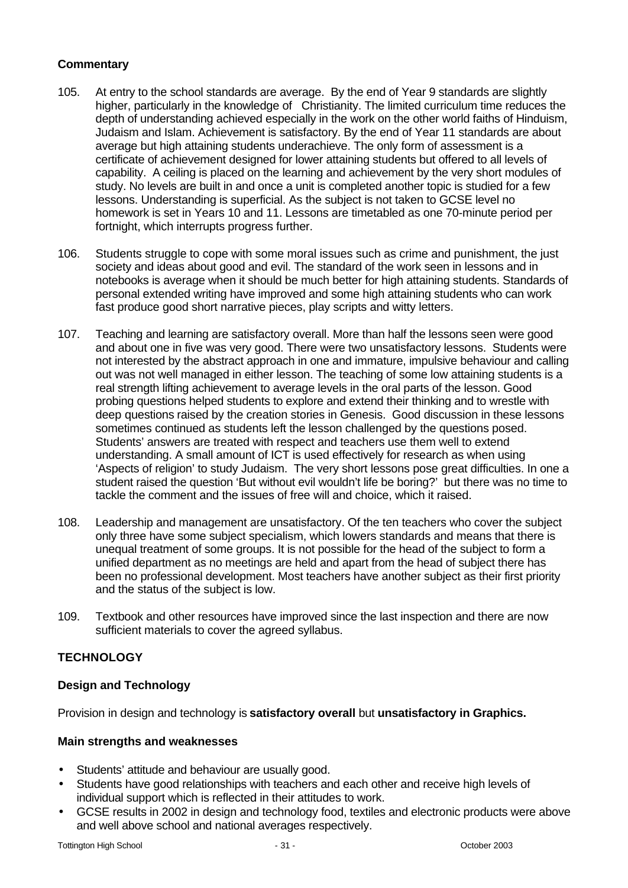### Commentary

105. At entry to the school standards are average. By the end of Year 9 standards are slightly higher, particularly in the knowledge of Christianity. The limited curriculum time reduces the depth of understanding achieved especially in the work on the other world faiths of Hinduism, Judaism and Islam. Achievement is satisfactory. By the end of Year 11 standards are about average but high attaining students underachieve. The only form of assessment is a certificate of achievement designed for lower attaining students but offered to all levels of capability. A ceiling is placed on the learning and achievement by the very short modules of study. No levels are built in and once a unit is completed another topic is studied for a few lessons. Understanding is superficial. As the subject is not taken to GCSE level no homework is set in Years 10 and 11. Lessons are timetabled as one 70-minute period per fortnight, which interrupts progress further.

106. Students struggle to cope with some moral issues such as crime and punishment, the just society and ideas about good and evil. The standard of the work seen in lessons and in notebooks is average when it should be much better for high attaining students. Standards of personal extended writing have improved and some high attaining students who can work fast produce good short narrative pieces, play scripts and witty letters.

107. Teaching and learning are satisfactory overall. More than half the lessons seen were good and about one in five was very good. There were two unsatisfactory lessons. Students were not interested by the abstract approach in one and immature, impulsive behaviour and calling out was not well managed in either lesson. The teaching of some low attaining students is a real strength lifting achievement to average levels in the oral parts of the lesson. Good probing questions helped students to explore and extend their thinking and to wrestle with deep questions raised by the creation stories in Genesis. Good discussion in these lessons sometimes continued as students left the lesson challenged by the questions posed. Students' answers are treated with respect and teachers use them well to extend understanding. A small amount of ICT is used effectively for research as when using 'Aspects of religion' to study Judaism. The very short lessons pose great difficulties. In one a student raised the question 'But without evil wouldn't life be boring?' but there was no time to tackle the comment and the issues of free will and choice, which it raised.

108. Leadership and management are unsatisfactory. Of the ten teachers who cover the subject only three have some subject specialism, which lowers standards and means that there is unequal treatment of some groups. It is not possible for the head of the subject to form a unified department as no meetings are held and apart from the head of subject there has been no professional development. Most teachers have another subject as their first priority and the status of the subject is low.

109. Textbook and other resources have improved since the last inspection and there are now sufficient materials to cover the agreed syllabus.

## TECHNOLOGY

### Design and Technology

Provision in design and technology is **satisfactory overall** but **unsatisfactory in Graphics.**

### Main strengths and weaknesses

- Students' attitude and behaviour are usually good.
- Students have good relationships with teachers and each other and receive high levels of individual support which is reflected in their attitudes to work.
- GCSE results in 2002 in design and technology food, textiles and electronic products were above and well above school and national averages respectively.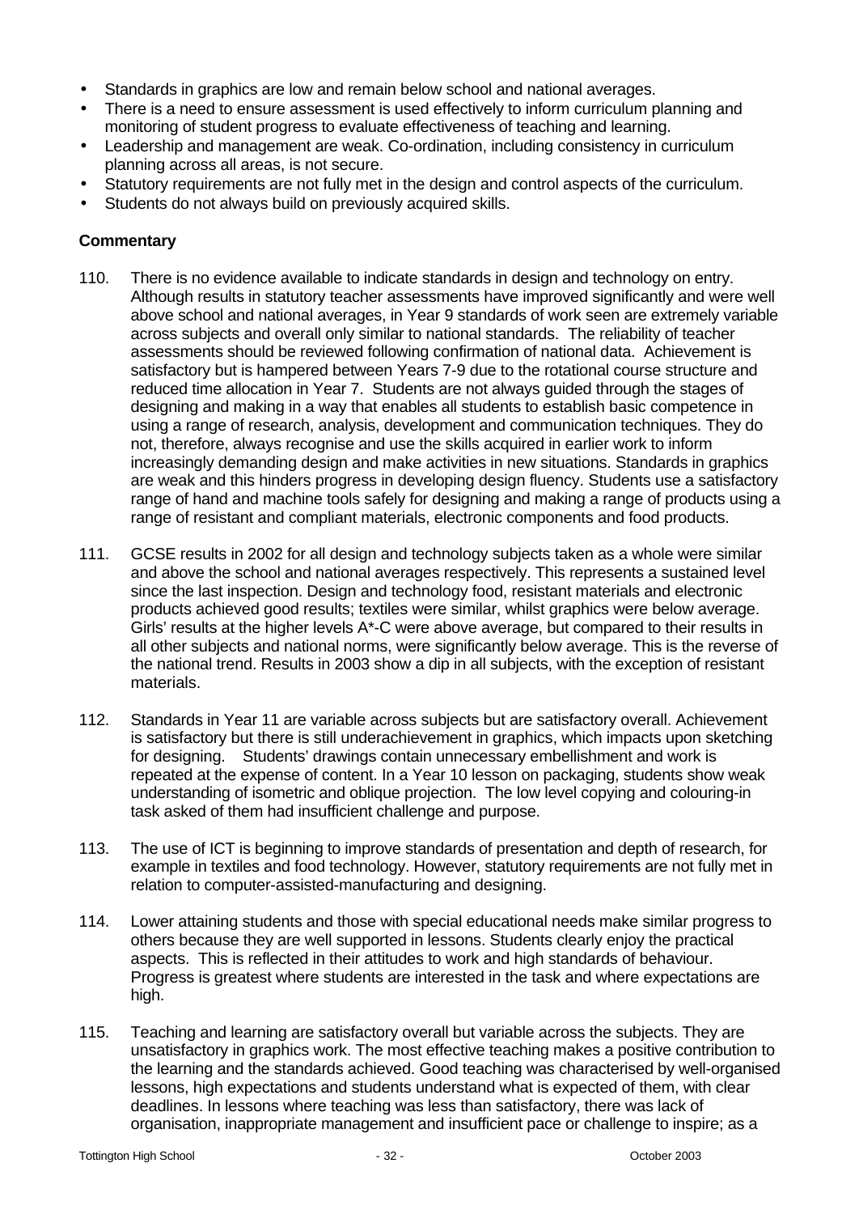- Standards in graphics are low and remain below school and national averages.
- There is a need to ensure assessment is used effectively to inform curriculum planning and monitoring of student progress to evaluate effectiveness of teaching and learning.
- Leadership and management are weak. Co-ordination, including consistency in curriculum planning across all areas, is not secure.
- Statutory requirements are not fully met in the design and control aspects of the curriculum.
- Students do not always build on previously acquired skills.

**Commentary**

110. There is no evidence available to indicate standards in design and technology on entry. Although results in statutory teacher assessments have improved significantly and were well above school and national averages, in Year 9 standards of work seen are extremely variable across subjects and overall only similar to national standards. The reliability of teacher assessments should be reviewed following confirmation of national data. Achievement is satisfactory but is hampered between Years 7-9 due to the rotational course structure and reduced time allocation in Year 7. Students are not always guided through the stages of designing and making in a way that enables all students to establish basic competence in using a range of research, analysis, development and communication techniques. They do not, therefore, always recognise and use the skills acquired in earlier work to inform increasingly demanding design and make activities in new situations. Standards in graphics are weak and this hinders progress in developing design fluency. Students use a satisfactory range of hand and machine tools safely for designing and making a range of products using a range of resistant and compliant materials, electronic components and food products.

111. GCSE results in 2002 for all design and technology subjects taken as a whole were similar and above the school and national averages respectively. This represents a sustained level since the last inspection. Design and technology food, resistant materials and electronic products achieved good results; textiles were similar, whilst graphics were below average. Girls' results at the higher levels A*-C were above average, but compared to their results in all other subjects and national norms, were significantly below average. This is the reverse of the national trend. Results in 2003 show a dip in all subjects, with the exception of resistant materials.

112. Standards in Year 11 are variable across subjects but are satisfactory overall. Achievement is satisfactory but there is still underachievement in graphics, which impacts upon sketching for designing. Students' drawings contain unnecessary embellishment and work is repeated at the expense of content. In a Year 10 lesson on packaging, students show weak understanding of isometric and oblique projection. The low level copying and colouring-in task asked of them had insufficient challenge and purpose.

113. The use of ICT is beginning to improve standards of presentation and depth of research, for example in textiles and food technology. However, statutory requirements are not fully met in relation to computer-assisted-manufacturing and designing.

114. Lower attaining students and those with special educational needs make similar progress to others because they are well supported in lessons. Students clearly enjoy the practical aspects. This is reflected in their attitudes to work and high standards of behaviour. Progress is greatest where students are interested in the task and where expectations are high.

115. Teaching and learning are satisfactory overall but variable across the subjects. They are unsatisfactory in graphics work. The most effective teaching makes a positive contribution to the learning and the standards achieved. Good teaching was characterised by well-organised lessons, high expectations and students understand what is expected of them, with clear deadlines. In lessons where teaching was less than satisfactory, there was lack of organisation, inappropriate management and insufficient pace or challenge to inspire; as a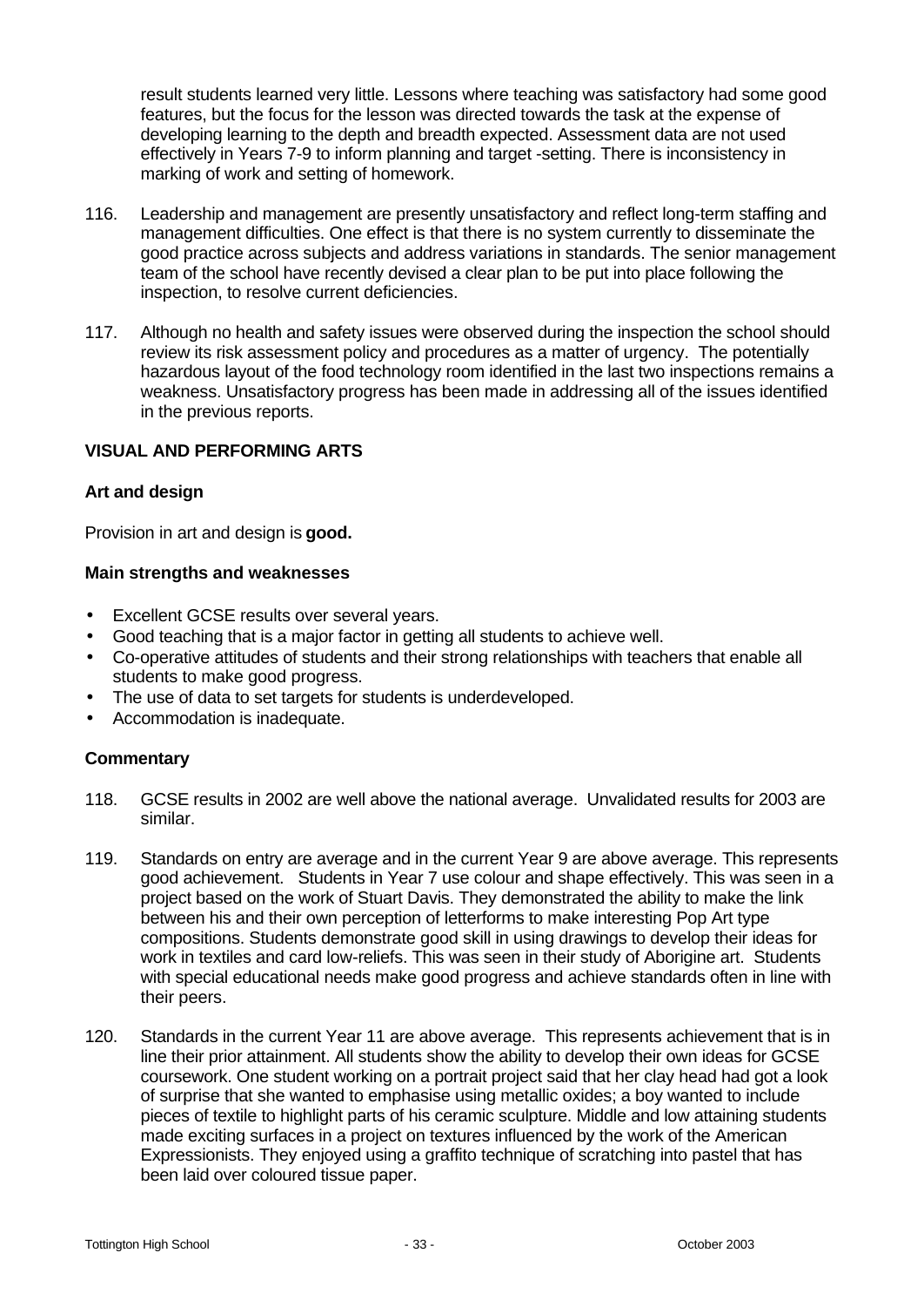result students learned very little. Lessons where teaching was satisfactory had some good features, but the focus for the lesson was directed towards the task at the expense of developing learning to the depth and breadth expected. Assessment data are not used effectively in Years 7-9 to inform planning and target -setting. There is inconsistency in marking of work and setting of homework.

116. Leadership and management are presently unsatisfactory and reflect long-term staffing and management difficulties. One effect is that there is no system currently to disseminate the good practice across subjects and address variations in standards. The senior management team of the school have recently devised a clear plan to be put into place following the inspection, to resolve current deficiencies.

117. Although no health and safety issues were observed during the inspection the school should review its risk assessment policy and procedures as a matter of urgency. The potentially hazardous layout of the food technology room identified in the last two inspections remains a weakness. Unsatisfactory progress has been made in addressing all of the issues identified in the previous reports.

## VISUAL AND PERFORMING ARTS

### Art and design

Provision in art and design is **good.**

### Main strengths and weaknesses

- Excellent GCSE results over several years.
- Good teaching that is a major factor in getting all students to achieve well.
- Co-operative attitudes of students and their strong relationships with teachers that enable all students to make good progress.
- The use of data to set targets for students is underdeveloped.
- Accommodation is inadequate.

### Commentary

118. GCSE results in 2002 are well above the national average. Unvalidated results for 2003 are similar.

119. Standards on entry are average and in the current Year 9 are above average. This represents good achievement. Students in Year 7 use colour and shape effectively. This was seen in a project based on the work of Stuart Davis. They demonstrated the ability to make the link between his and their own perception of letterforms to make interesting Pop Art type compositions. Students demonstrate good skill in using drawings to develop their ideas for work in textiles and card low-reliefs. This was seen in their study of Aborigine art. Students with special educational needs make good progress and achieve standards often in line with their peers.

120. Standards in the current Year 11 are above average. This represents achievement that is in line their prior attainment. All students show the ability to develop their own ideas for GCSE coursework. One student working on a portrait project said that her clay head had got a look of surprise that she wanted to emphasise using metallic oxides; a boy wanted to include pieces of textile to highlight parts of his ceramic sculpture. Middle and low attaining students made exciting surfaces in a project on textures influenced by the work of the American Expressionists. They enjoyed using a graffito technique of scratching into pastel that has been laid over coloured tissue paper.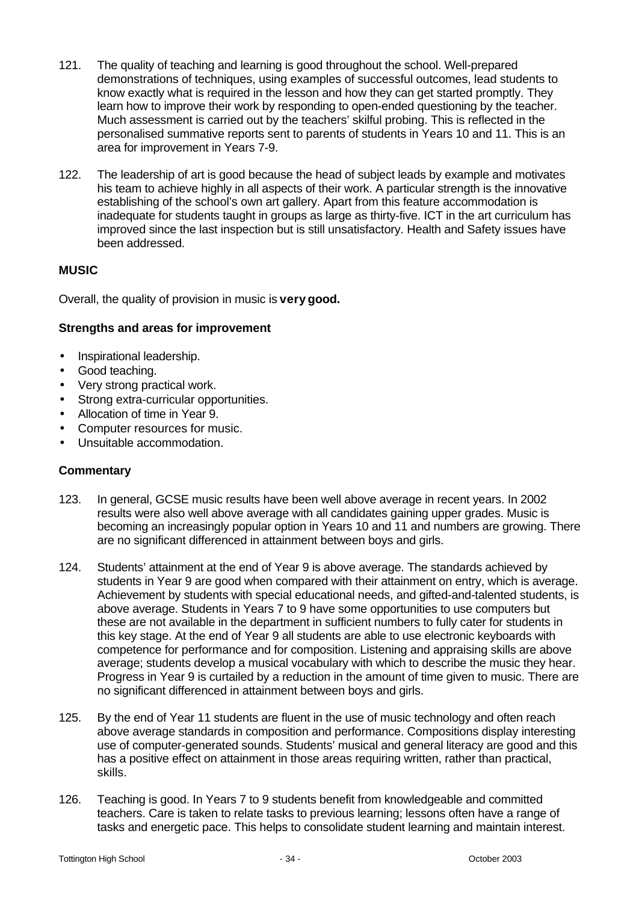121. The quality of teaching and learning is good throughout the school. Well-prepared demonstrations of techniques, using examples of successful outcomes, lead students to know exactly what is required in the lesson and how they can get started promptly. They learn how to improve their work by responding to open-ended questioning by the teacher. Much assessment is carried out by the teachers' skilful probing. This is reflected in the personalised summative reports sent to parents of students in Years 10 and 11. This is an area for improvement in Years 7-9.

122. The leadership of art is good because the head of subject leads by example and motivates his team to achieve highly in all aspects of their work. A particular strength is the innovative establishing of the school's own art gallery. Apart from this feature accommodation is inadequate for students taught in groups as large as thirty-five. ICT in the art curriculum has improved since the last inspection but is still unsatisfactory. Health and Safety issues have been addressed.

## MUSIC

Overall, the quality of provision in music is **very good.**

### Strengths and areas for improvement

- Inspirational leadership.
- Good teaching.
- Very strong practical work.
- Strong extra-curricular opportunities.
- Allocation of time in Year 9.
- Computer resources for music.
- Unsuitable accommodation.

### Commentary

123. In general, GCSE music results have been well above average in recent years. In 2002 results were also well above average with all candidates gaining upper grades. Music is becoming an increasingly popular option in Years 10 and 11 and numbers are growing. There are no significant differenced in attainment between boys and girls.

124. Students' attainment at the end of Year 9 is above average. The standards achieved by students in Year 9 are good when compared with their attainment on entry, which is average. Achievement by students with special educational needs, and gifted-and-talented students, is above average. Students in Years 7 to 9 have some opportunities to use computers but these are not available in the department in sufficient numbers to fully cater for students in this key stage. At the end of Year 9 all students are able to use electronic keyboards with competence for performance and for composition. Listening and appraising skills are above average; students develop a musical vocabulary with which to describe the music they hear. Progress in Year 9 is curtailed by a reduction in the amount of time given to music. There are no significant differenced in attainment between boys and girls.

125. By the end of Year 11 students are fluent in the use of music technology and often reach above average standards in composition and performance. Compositions display interesting use of computer-generated sounds. Students' musical and general literacy are good and this has a positive effect on attainment in those areas requiring written, rather than practical, skills.

126. Teaching is good. In Years 7 to 9 students benefit from knowledgeable and committed teachers. Care is taken to relate tasks to previous learning; lessons often have a range of tasks and energetic pace. This helps to consolidate student learning and maintain interest.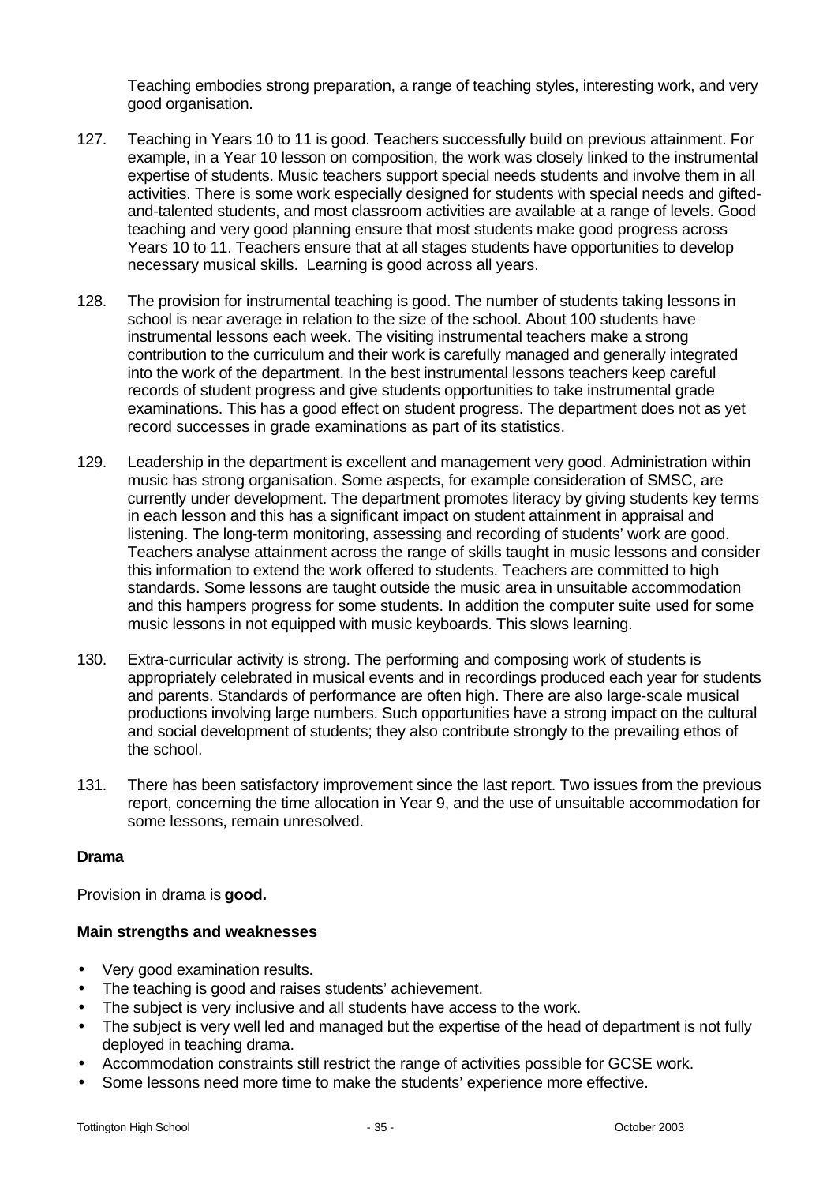Teaching embodies strong preparation, a range of teaching styles, interesting work, and very good organisation.

127. Teaching in Years 10 to 11 is good. Teachers successfully build on previous attainment. For example, in a Year 10 lesson on composition, the work was closely linked to the instrumental expertise of students. Music teachers support special needs students and involve them in all activities. There is some work especially designed for students with special needs and gifted-and-talented students, and most classroom activities are available at a range of levels. Good teaching and very good planning ensure that most students make good progress across Years 10 to 11. Teachers ensure that at all stages students have opportunities to develop necessary musical skills. Learning is good across all years.

128. The provision for instrumental teaching is good. The number of students taking lessons in school is near average in relation to the size of the school. About 100 students have instrumental lessons each week. The visiting instrumental teachers make a strong contribution to the curriculum and their work is carefully managed and generally integrated into the work of the department. In the best instrumental lessons teachers keep careful records of student progress and give students opportunities to take instrumental grade examinations. This has a good effect on student progress. The department does not as yet record successes in grade examinations as part of its statistics.

129. Leadership in the department is excellent and management very good. Administration within music has strong organisation. Some aspects, for example consideration of SMSC, are currently under development. The department promotes literacy by giving students key terms in each lesson and this has a significant impact on student attainment in appraisal and listening. The long-term monitoring, assessing and recording of students' work are good. Teachers analyse attainment across the range of skills taught in music lessons and consider this information to extend the work offered to students. Teachers are committed to high standards. Some lessons are taught outside the music area in unsuitable accommodation and this hampers progress for some students. In addition the computer suite used for some music lessons in not equipped with music keyboards. This slows learning.

130. Extra-curricular activity is strong. The performing and composing work of students is appropriately celebrated in musical events and in recordings produced each year for students and parents. Standards of performance are often high. There are also large-scale musical productions involving large numbers. Such opportunities have a strong impact on the cultural and social development of students; they also contribute strongly to the prevailing ethos of the school.

131. There has been satisfactory improvement since the last report. Two issues from the previous report, concerning the time allocation in Year 9, and the use of unsuitable accommodation for some lessons, remain unresolved.

**Drama**

Provision in drama is **good.**

**Main strengths and weaknesses**

- Very good examination results.
- The teaching is good and raises students' achievement.
- The subject is very inclusive and all students have access to the work.
- The subject is very well led and managed but the expertise of the head of department is not fully deployed in teaching drama.
- Accommodation constraints still restrict the range of activities possible for GCSE work.
- Some lessons need more time to make the students' experience more effective.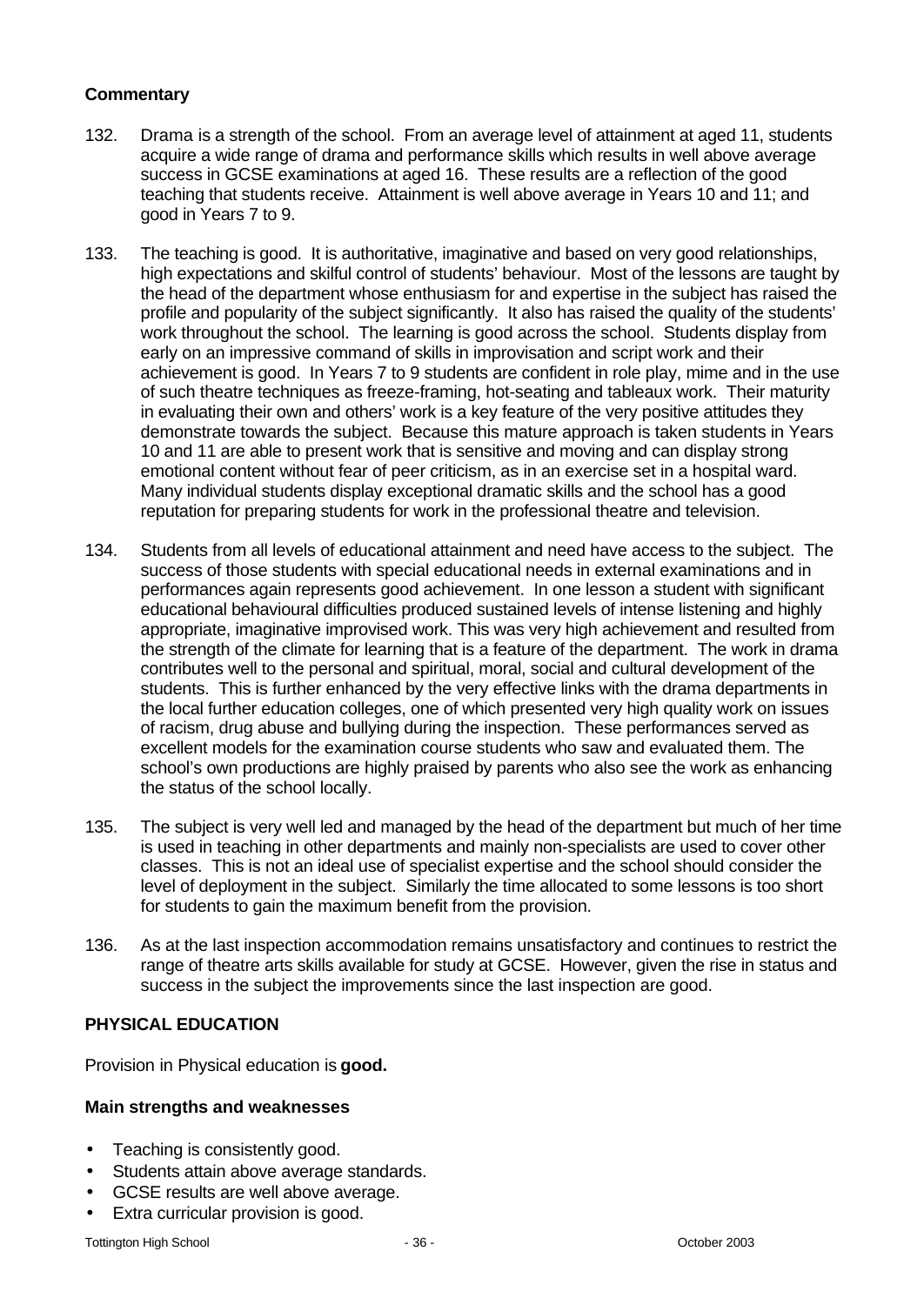**Commentary**

132. Drama is a strength of the school. From an average level of attainment at aged 11, students acquire a wide range of drama and performance skills which results in well above average success in GCSE examinations at aged 16. These results are a reflection of the good teaching that students receive. Attainment is well above average in Years 10 and 11; and good in Years 7 to 9.

133. The teaching is good. It is authoritative, imaginative and based on very good relationships, high expectations and skilful control of students' behaviour. Most of the lessons are taught by the head of the department whose enthusiasm for and expertise in the subject has raised the profile and popularity of the subject significantly. It also has raised the quality of the students' work throughout the school. The learning is good across the school. Students display from early on an impressive command of skills in improvisation and script work and their achievement is good. In Years 7 to 9 students are confident in role play, mime and in the use of such theatre techniques as freeze-framing, hot-seating and tableaux work. Their maturity in evaluating their own and others' work is a key feature of the very positive attitudes they demonstrate towards the subject. Because this mature approach is taken students in Years 10 and 11 are able to present work that is sensitive and moving and can display strong emotional content without fear of peer criticism, as in an exercise set in a hospital ward. Many individual students display exceptional dramatic skills and the school has a good reputation for preparing students for work in the professional theatre and television.

134. Students from all levels of educational attainment and need have access to the subject. The success of those students with special educational needs in external examinations and in performances again represents good achievement. In one lesson a student with significant educational behavioural difficulties produced sustained levels of intense listening and highly appropriate, imaginative improvised work. This was very high achievement and resulted from the strength of the climate for learning that is a feature of the department. The work in drama contributes well to the personal and spiritual, moral, social and cultural development of the students. This is further enhanced by the very effective links with the drama departments in the local further education colleges, one of which presented very high quality work on issues of racism, drug abuse and bullying during the inspection. These performances served as excellent models for the examination course students who saw and evaluated them. The school's own productions are highly praised by parents who also see the work as enhancing the status of the school locally.

135. The subject is very well led and managed by the head of the department but much of her time is used in teaching in other departments and mainly non-specialists are used to cover other classes. This is not an ideal use of specialist expertise and the school should consider the level of deployment in the subject. Similarly the time allocated to some lessons is too short for students to gain the maximum benefit from the provision.

136. As at the last inspection accommodation remains unsatisfactory and continues to restrict the range of theatre arts skills available for study at GCSE. However, given the rise in status and success in the subject the improvements since the last inspection are good.

## PHYSICAL EDUCATION

Provision in Physical education is **good.**

### Main strengths and weaknesses

- Teaching is consistently good.
- Students attain above average standards.
- GCSE results are well above average.
- Extra curricular provision is good.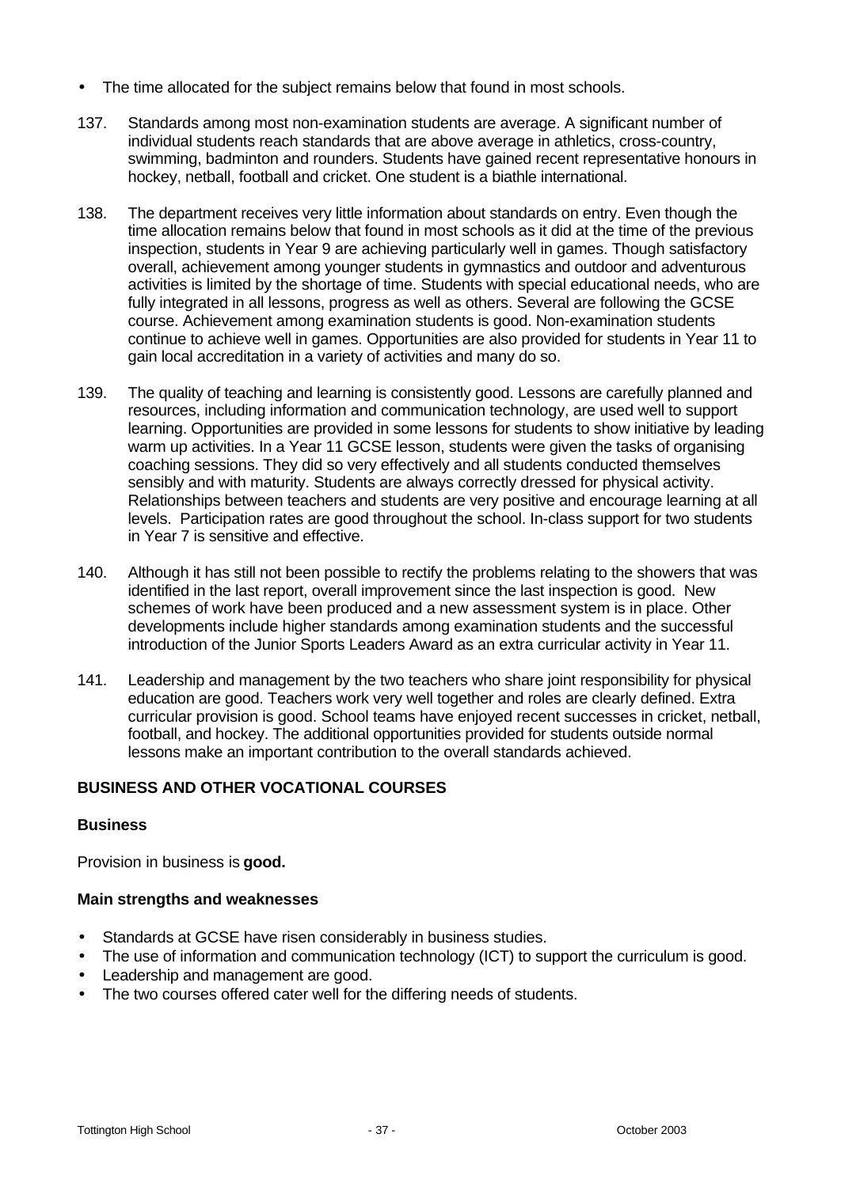- The time allocated for the subject remains below that found in most schools.

137. Standards among most non-examination students are average. A significant number of individual students reach standards that are above average in athletics, cross-country, swimming, badminton and rounders. Students have gained recent representative honours in hockey, netball, football and cricket. One student is a biathle international.

138. The department receives very little information about standards on entry. Even though the time allocation remains below that found in most schools as it did at the time of the previous inspection, students in Year 9 are achieving particularly well in games. Though satisfactory overall, achievement among younger students in gymnastics and outdoor and adventurous activities is limited by the shortage of time. Students with special educational needs, who are fully integrated in all lessons, progress as well as others. Several are following the GCSE course. Achievement among examination students is good. Non-examination students continue to achieve well in games. Opportunities are also provided for students in Year 11 to gain local accreditation in a variety of activities and many do so.

139. The quality of teaching and learning is consistently good. Lessons are carefully planned and resources, including information and communication technology, are used well to support learning. Opportunities are provided in some lessons for students to show initiative by leading warm up activities. In a Year 11 GCSE lesson, students were given the tasks of organising coaching sessions. They did so very effectively and all students conducted themselves sensibly and with maturity. Students are always correctly dressed for physical activity. Relationships between teachers and students are very positive and encourage learning at all levels. Participation rates are good throughout the school. In-class support for two students in Year 7 is sensitive and effective.

140. Although it has still not been possible to rectify the problems relating to the showers that was identified in the last report, overall improvement since the last inspection is good. New schemes of work have been produced and a new assessment system is in place. Other developments include higher standards among examination students and the successful introduction of the Junior Sports Leaders Award as an extra curricular activity in Year 11.

141. Leadership and management by the two teachers who share joint responsibility for physical education are good. Teachers work very well together and roles are clearly defined. Extra curricular provision is good. School teams have enjoyed recent successes in cricket, netball, football, and hockey. The additional opportunities provided for students outside normal lessons make an important contribution to the overall standards achieved.

## BUSINESS AND OTHER VOCATIONAL COURSES

### Business

Provision in business is **good.**

### Main strengths and weaknesses

- Standards at GCSE have risen considerably in business studies.
- The use of information and communication technology (ICT) to support the curriculum is good.
- Leadership and management are good.
- The two courses offered cater well for the differing needs of students.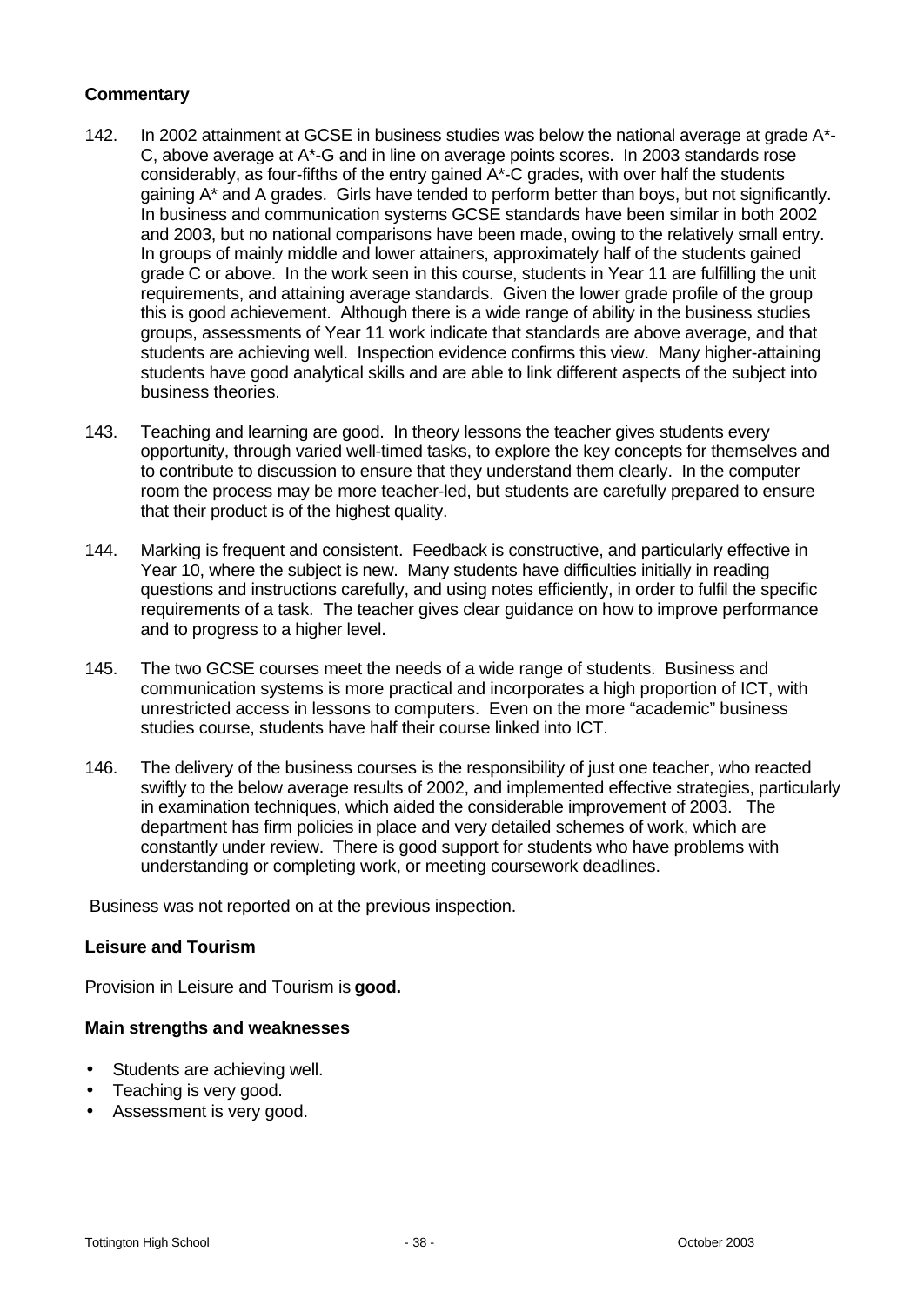### Commentary

142. In 2002 attainment at GCSE in business studies was below the national average at grade A*-C, above average at A*-G and in line on average points scores. In 2003 standards rose considerably, as four-fifths of the entry gained A*-C grades, with over half the students gaining A* and A grades. Girls have tended to perform better than boys, but not significantly. In business and communication systems GCSE standards have been similar in both 2002 and 2003, but no national comparisons have been made, owing to the relatively small entry. In groups of mainly middle and lower attainers, approximately half of the students gained grade C or above. In the work seen in this course, students in Year 11 are fulfilling the unit requirements, and attaining average standards. Given the lower grade profile of the group this is good achievement. Although there is a wide range of ability in the business studies groups, assessments of Year 11 work indicate that standards are above average, and that students are achieving well. Inspection evidence confirms this view. Many higher-attaining students have good analytical skills and are able to link different aspects of the subject into business theories.

143. Teaching and learning are good. In theory lessons the teacher gives students every opportunity, through varied well-timed tasks, to explore the key concepts for themselves and to contribute to discussion to ensure that they understand them clearly. In the computer room the process may be more teacher-led, but students are carefully prepared to ensure that their product is of the highest quality.

144. Marking is frequent and consistent. Feedback is constructive, and particularly effective in Year 10, where the subject is new. Many students have difficulties initially in reading questions and instructions carefully, and using notes efficiently, in order to fulfil the specific requirements of a task. The teacher gives clear guidance on how to improve performance and to progress to a higher level.

145. The two GCSE courses meet the needs of a wide range of students. Business and communication systems is more practical and incorporates a high proportion of ICT, with unrestricted access in lessons to computers. Even on the more "academic" business studies course, students have half their course linked into ICT.

146. The delivery of the business courses is the responsibility of just one teacher, who reacted swiftly to the below average results of 2002, and implemented effective strategies, particularly in examination techniques, which aided the considerable improvement of 2003. The department has firm policies in place and very detailed schemes of work, which are constantly under review. There is good support for students who have problems with understanding or completing work, or meeting coursework deadlines.

Business was not reported on at the previous inspection.

### Leisure and Tourism

Provision in Leisure and Tourism is **good.**

### Main strengths and weaknesses

- Students are achieving well.
- Teaching is very good.
- Assessment is very good.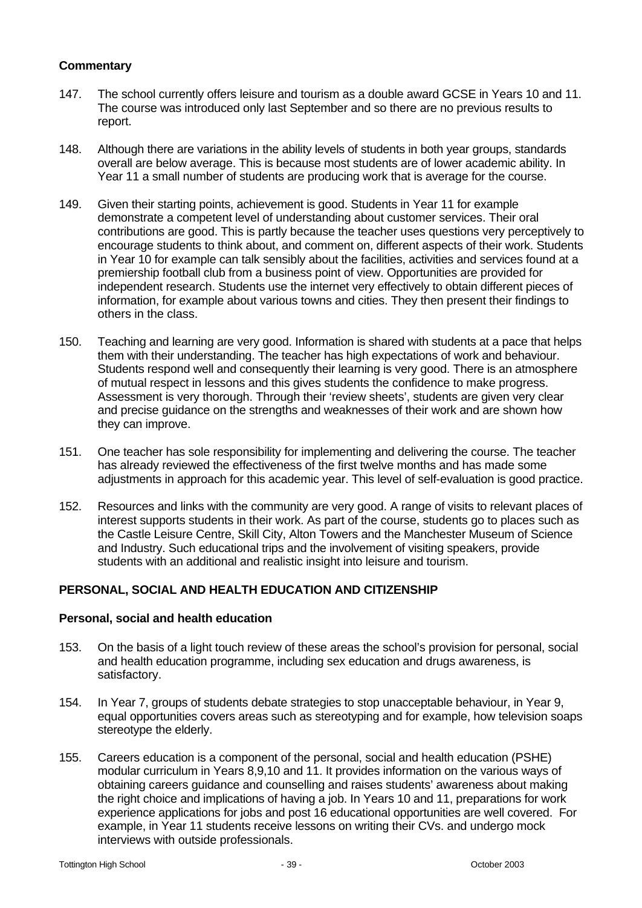### Commentary

147. The school currently offers leisure and tourism as a double award GCSE in Years 10 and 11. The course was introduced only last September and so there are no previous results to report.

148. Although there are variations in the ability levels of students in both year groups, standards overall are below average. This is because most students are of lower academic ability. In Year 11 a small number of students are producing work that is average for the course.

149. Given their starting points, achievement is good. Students in Year 11 for example demonstrate a competent level of understanding about customer services. Their oral contributions are good. This is partly because the teacher uses questions very perceptively to encourage students to think about, and comment on, different aspects of their work. Students in Year 10 for example can talk sensibly about the facilities, activities and services found at a premiership football club from a business point of view. Opportunities are provided for independent research. Students use the internet very effectively to obtain different pieces of information, for example about various towns and cities. They then present their findings to others in the class.

150. Teaching and learning are very good. Information is shared with students at a pace that helps them with their understanding. The teacher has high expectations of work and behaviour. Students respond well and consequently their learning is very good. There is an atmosphere of mutual respect in lessons and this gives students the confidence to make progress. Assessment is very thorough. Through their 'review sheets', students are given very clear and precise guidance on the strengths and weaknesses of their work and are shown how they can improve.

151. One teacher has sole responsibility for implementing and delivering the course. The teacher has already reviewed the effectiveness of the first twelve months and has made some adjustments in approach for this academic year. This level of self-evaluation is good practice.

152. Resources and links with the community are very good. A range of visits to relevant places of interest supports students in their work. As part of the course, students go to places such as the Castle Leisure Centre, Skill City, Alton Towers and the Manchester Museum of Science and Industry. Such educational trips and the involvement of visiting speakers, provide students with an additional and realistic insight into leisure and tourism.

## PERSONAL, SOCIAL AND HEALTH EDUCATION AND CITIZENSHIP

### Personal, social and health education

153. On the basis of a light touch review of these areas the school's provision for personal, social and health education programme, including sex education and drugs awareness, is satisfactory.

154. In Year 7, groups of students debate strategies to stop unacceptable behaviour, in Year 9, equal opportunities covers areas such as stereotyping and for example, how television soaps stereotype the elderly.

155. Careers education is a component of the personal, social and health education (PSHE) modular curriculum in Years 8,9,10 and 11. It provides information on the various ways of obtaining careers guidance and counselling and raises students' awareness about making the right choice and implications of having a job. In Years 10 and 11, preparations for work experience applications for jobs and post 16 educational opportunities are well covered. For example, in Year 11 students receive lessons on writing their CVs. and undergo mock interviews with outside professionals.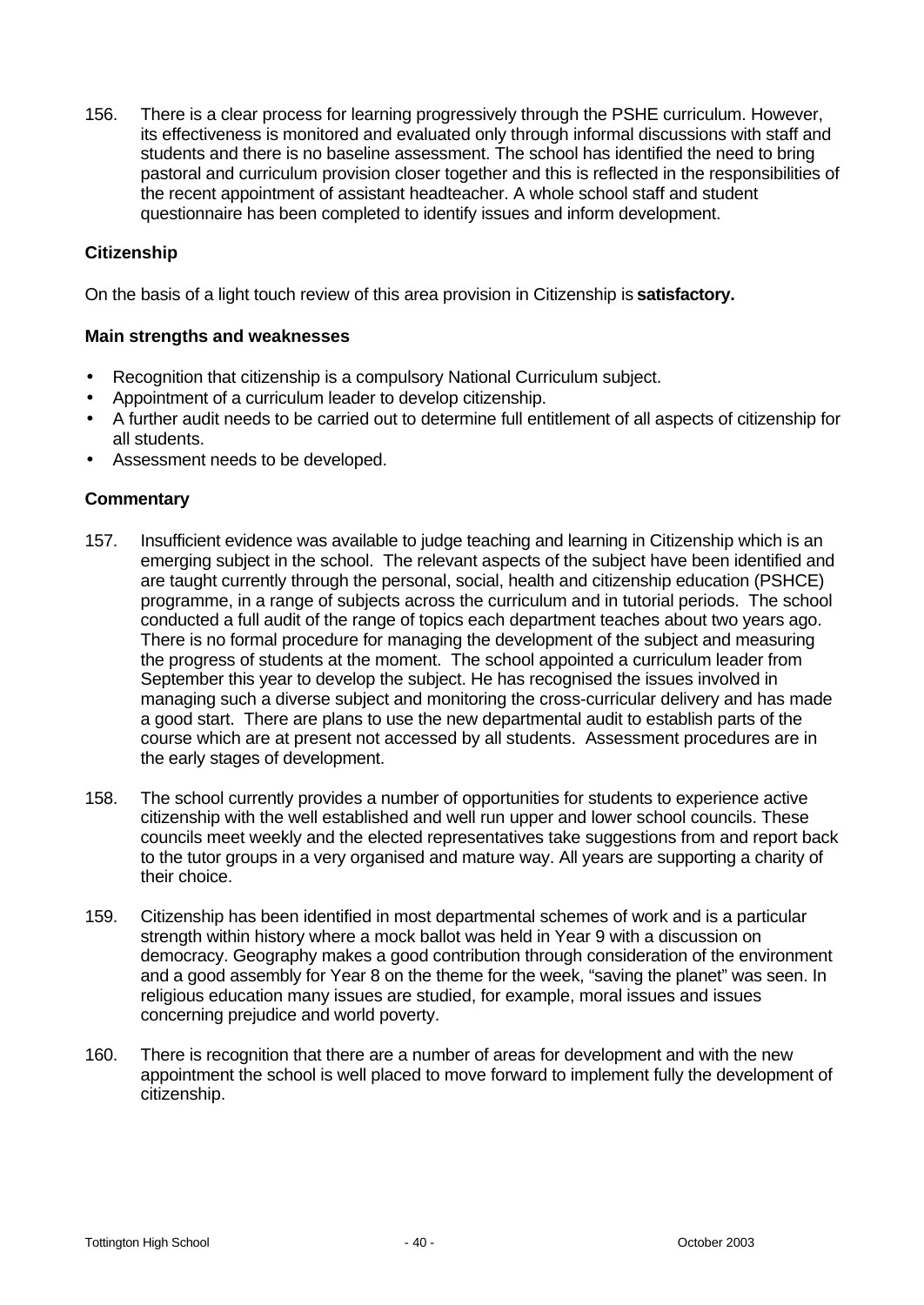156. There is a clear process for learning progressively through the PSHE curriculum. However, its effectiveness is monitored and evaluated only through informal discussions with staff and students and there is no baseline assessment. The school has identified the need to bring pastoral and curriculum provision closer together and this is reflected in the responsibilities of the recent appointment of assistant headteacher. A whole school staff and student questionnaire has been completed to identify issues and inform development.

### Citizenship

On the basis of a light touch review of this area provision in Citizenship is **satisfactory.**

#### Main strengths and weaknesses

- Recognition that citizenship is a compulsory National Curriculum subject.
- Appointment of a curriculum leader to develop citizenship.
- A further audit needs to be carried out to determine full entitlement of all aspects of citizenship for all students.
- Assessment needs to be developed.

#### Commentary

157. Insufficient evidence was available to judge teaching and learning in Citizenship which is an emerging subject in the school. The relevant aspects of the subject have been identified and are taught currently through the personal, social, health and citizenship education (PSHCE) programme, in a range of subjects across the curriculum and in tutorial periods. The school conducted a full audit of the range of topics each department teaches about two years ago. There is no formal procedure for managing the development of the subject and measuring the progress of students at the moment. The school appointed a curriculum leader from September this year to develop the subject. He has recognised the issues involved in managing such a diverse subject and monitoring the cross-curricular delivery and has made a good start. There are plans to use the new departmental audit to establish parts of the course which are at present not accessed by all students. Assessment procedures are in the early stages of development.

158. The school currently provides a number of opportunities for students to experience active citizenship with the well established and well run upper and lower school councils. These councils meet weekly and the elected representatives take suggestions from and report back to the tutor groups in a very organised and mature way. All years are supporting a charity of their choice.

159. Citizenship has been identified in most departmental schemes of work and is a particular strength within history where a mock ballot was held in Year 9 with a discussion on democracy. Geography makes a good contribution through consideration of the environment and a good assembly for Year 8 on the theme for the week, "saving the planet" was seen. In religious education many issues are studied, for example, moral issues and issues concerning prejudice and world poverty.

160. There is recognition that there are a number of areas for development and with the new appointment the school is well placed to move forward to implement fully the development of citizenship.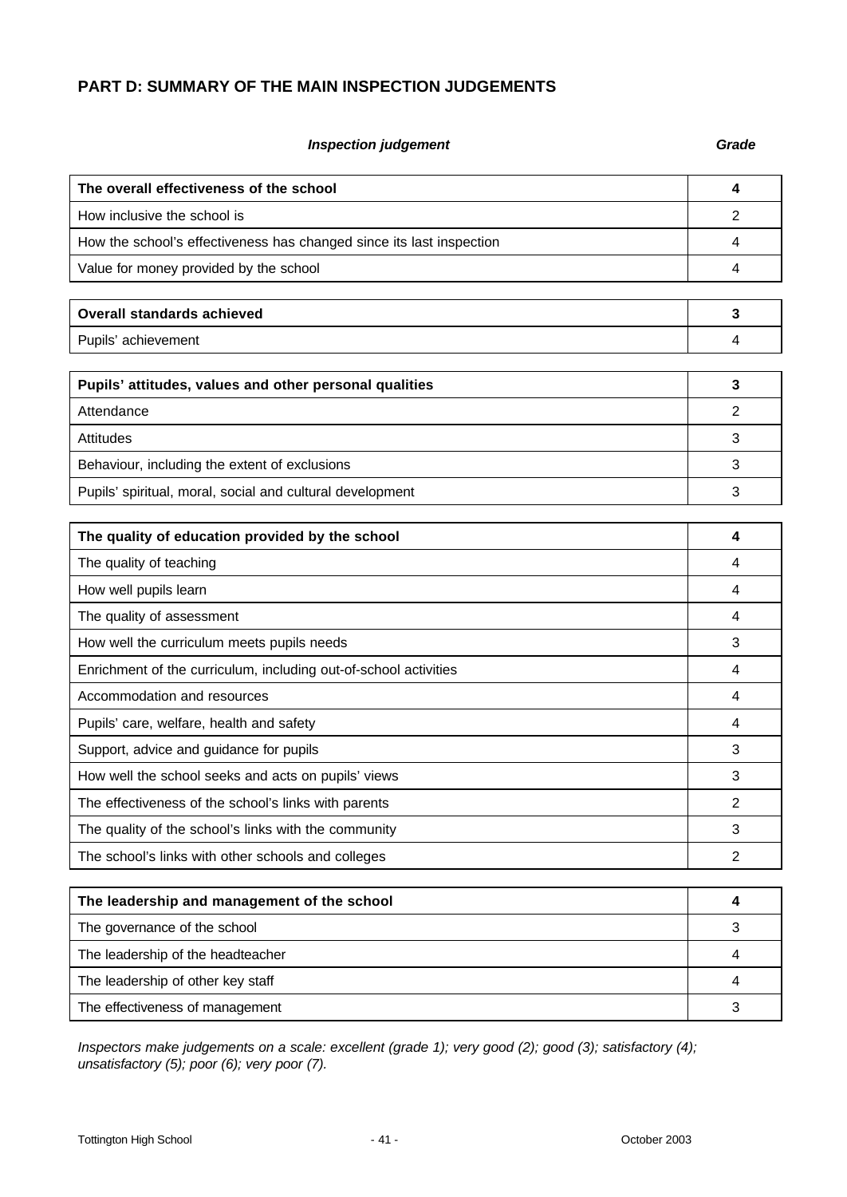## PART D: SUMMARY OF THE MAIN INSPECTION JUDGEMENTS

| *Inspection judgement* | *Grade* |
|---|---|
| **The overall effectiveness of the school** | **4** |
| How inclusive the school is | 2 |
| How the school's effectiveness has changed since its last inspection | 4 |
| Value for money provided by the school | 4 |
| **Overall standards achieved** | **3** |
| Pupils' achievement | 4 |
| **Pupils' attitudes, values and other personal qualities** | **3** |
| Attendance | 2 |
| Attitudes | 3 |
| Behaviour, including the extent of exclusions | 3 |
| Pupils' spiritual, moral, social and cultural development | 3 |
| **The quality of education provided by the school** | **4** |
| The quality of teaching | 4 |
| How well pupils learn | 4 |
| The quality of assessment | 4 |
| How well the curriculum meets pupils needs | 3 |
| Enrichment of the curriculum, including out-of-school activities | 4 |
| Accommodation and resources | 4 |
| Pupils' care, welfare, health and safety | 4 |
| Support, advice and guidance for pupils | 3 |
| How well the school seeks and acts on pupils' views | 3 |
| The effectiveness of the school's links with parents | 2 |
| The quality of the school's links with the community | 3 |
| The school's links with other schools and colleges | 2 |
| **The leadership and management of the school** | **4** |
| The governance of the school | 3 |
| The leadership of the headteacher | 4 |
| The leadership of other key staff | 4 |
| The effectiveness of management | 3 |

*Inspectors make judgements on a scale: excellent (grade 1); very good (2); good (3); satisfactory (4); unsatisfactory (5); poor (6); very poor (7).*